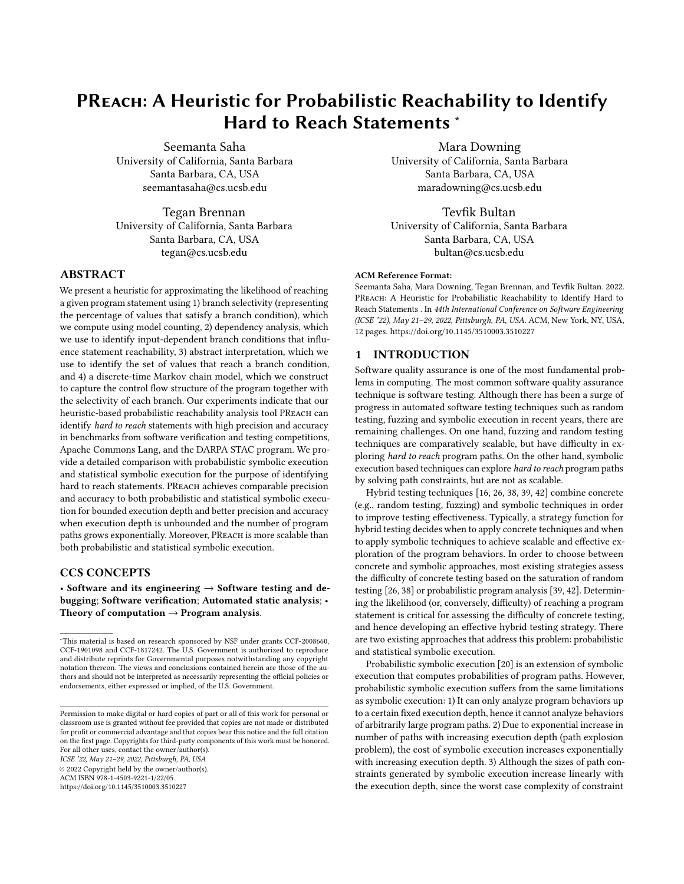# PReach: A Heuristic for Probabilistic Reachability to Identify Hard to Reach Statements *

Seemanta Saha
University of California, Santa Barbara
Santa Barbara, CA, USA
seemantasaha@cs.ucsb.edu

Mara Downing
University of California, Santa Barbara
Santa Barbara, CA, USA
maradowning@cs.ucsb.edu

Tegan Brennan
University of California, Santa Barbara
Santa Barbara, CA, USA
tegan@cs.ucsb.edu

Tevfik Bultan
University of California, Santa Barbara
Santa Barbara, CA, USA
bultan@cs.ucsb.edu

## ABSTRACT

We present a heuristic for approximating the likelihood of reaching a given program statement using 1) branch selectivity (representing the percentage of values that satisfy a branch condition), which we compute using model counting, 2) dependency analysis, which we use to identify input-dependent branch conditions that influence statement reachability, 3) abstract interpretation, which we use to identify the set of values that reach a branch condition, and 4) a discrete-time Markov chain model, which we construct to capture the control flow structure of the program together with the selectivity of each branch. Our experiments indicate that our heuristic-based probabilistic reachability analysis tool PReach can identify *hard to reach* statements with high precision and accuracy in benchmarks from software verification and testing competitions, Apache Commons Lang, and the DARPA STAC program. We provide a detailed comparison with probabilistic symbolic execution and statistical symbolic execution for the purpose of identifying hard to reach statements. PReach achieves comparable precision and accuracy to both probabilistic and statistical symbolic execution for bounded execution depth and better precision and accuracy when execution depth is unbounded and the number of program paths grows exponentially. Moreover, PReach is more scalable than both probabilistic and statistical symbolic execution.

## CCS CONCEPTS

• **Software and its engineering → Software testing and debugging**; **Software verification**; **Automated static analysis**; • **Theory of computation → Program analysis**.

*This material is based on research sponsored by NSF under grants CCF-2008660, CCF-1901098 and CCF-1817242. The U.S. Government is authorized to reproduce and distribute reprints for Governmental purposes notwithstanding any copyright notation thereon. The views and conclusions contained herein are those of the authors and should not be interpreted as necessarily representing the official policies or endorsements, either expressed or implied, of the U.S. Government.

Permission to make digital or hard copies of part or all of this work for personal or classroom use is granted without fee provided that copies are not made or distributed for profit or commercial advantage and that copies bear this notice and the full citation on the first page. Copyrights for third-party components of this work must be honored. For all other uses, contact the owner/author(s).
*ICSE '22, May 21–29, 2022, Pittsburgh, PA, USA*
© 2022 Copyright held by the owner/author(s).
ACM ISBN 978-1-4503-9221-1/22/05.
https://doi.org/10.1145/3510003.3510227

**ACM Reference Format:**
Seemanta Saha, Mara Downing, Tegan Brennan, and Tevfik Bultan. 2022. PReach: A Heuristic for Probabilistic Reachability to Identify Hard to Reach Statements . In *44th International Conference on Software Engineering (ICSE '22), May 21–29, 2022, Pittsburgh, PA, USA.* ACM, New York, NY, USA, 12 pages. https://doi.org/10.1145/3510003.3510227

## 1 INTRODUCTION

Software quality assurance is one of the most fundamental problems in computing. The most common software quality assurance technique is software testing. Although there has been a surge of progress in automated software testing techniques such as random testing, fuzzing and symbolic execution in recent years, there are remaining challenges. On one hand, fuzzing and random testing techniques are comparatively scalable, but have difficulty in exploring *hard to reach* program paths. On the other hand, symbolic execution based techniques can explore *hard to reach* program paths by solving path constraints, but are not as scalable.

Hybrid testing techniques [16, 26, 38, 39, 42] combine concrete (e.g., random testing, fuzzing) and symbolic techniques in order to improve testing effectiveness. Typically, a strategy function for hybrid testing decides when to apply concrete techniques and when to apply symbolic techniques to achieve scalable and effective exploration of the program behaviors. In order to choose between concrete and symbolic approaches, most existing strategies assess the difficulty of concrete testing based on the saturation of random testing [26, 38] or probabilistic program analysis [39, 42]. Determining the likelihood (or, conversely, difficulty) of reaching a program statement is critical for assessing the difficulty of concrete testing, and hence developing an effective hybrid testing strategy. There are two existing approaches that address this problem: probabilistic and statistical symbolic execution.

Probabilistic symbolic execution [20] is an extension of symbolic execution that computes probabilities of program paths. However, probabilistic symbolic execution suffers from the same limitations as symbolic execution: 1) It can only analyze program behaviors up to a certain fixed execution depth, hence it cannot analyze behaviors of arbitrarily large program paths. 2) Due to exponential increase in number of paths with increasing execution depth (path explosion problem), the cost of symbolic execution increases exponentially with increasing execution depth. 3) Although the sizes of path constraints generated by symbolic execution increase linearly with the execution depth, since the worst case complexity of constraint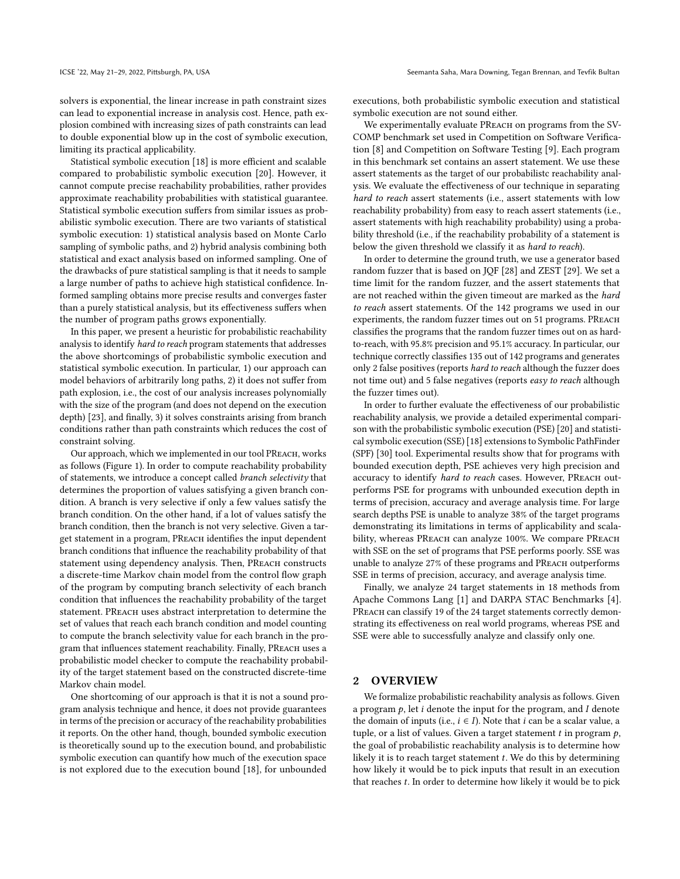solvers is exponential, the linear increase in path constraint sizes can lead to exponential increase in analysis cost. Hence, path explosion combined with increasing sizes of path constraints can lead to double exponential blow up in the cost of symbolic execution, limiting its practical applicability.

Statistical symbolic execution [18] is more efficient and scalable compared to probabilistic symbolic execution [20]. However, it cannot compute precise reachability probabilities, rather provides approximate reachability probabilities with statistical guarantee. Statistical symbolic execution suffers from similar issues as probabilistic symbolic execution. There are two variants of statistical symbolic execution: 1) statistical analysis based on Monte Carlo sampling of symbolic paths, and 2) hybrid analysis combining both statistical and exact analysis based on informed sampling. One of the drawbacks of pure statistical sampling is that it needs to sample a large number of paths to achieve high statistical confidence. Informed sampling obtains more precise results and converges faster than a purely statistical analysis, but its effectiveness suffers when the number of program paths grows exponentially.

In this paper, we present a heuristic for probabilistic reachability analysis to identify *hard to reach* program statements that addresses the above shortcomings of probabilistic symbolic execution and statistical symbolic execution. In particular, 1) our approach can model behaviors of arbitrarily long paths, 2) it does not suffer from path explosion, i.e., the cost of our analysis increases polynomially with the size of the program (and does not depend on the execution depth) [23], and finally, 3) it solves constraints arising from branch conditions rather than path constraints which reduces the cost of constraint solving.

Our approach, which we implemented in our tool PReach, works as follows (Figure 1). In order to compute reachability probability of statements, we introduce a concept called *branch selectivity* that determines the proportion of values satisfying a given branch condition. A branch is very selective if only a few values satisfy the branch condition. On the other hand, if a lot of values satisfy the branch condition, then the branch is not very selective. Given a target statement in a program, PReach identifies the input dependent branch conditions that influence the reachability probability of that statement using dependency analysis. Then, PReach constructs a discrete-time Markov chain model from the control flow graph of the program by computing branch selectivity of each branch condition that influences the reachability probability of the target statement. PReach uses abstract interpretation to determine the set of values that reach each branch condition and model counting to compute the branch selectivity value for each branch in the program that influences statement reachability. Finally, PReach uses a probabilistic model checker to compute the reachability probability of the target statement based on the constructed discrete-time Markov chain model.

One shortcoming of our approach is that it is not a sound program analysis technique and hence, it does not provide guarantees in terms of the precision or accuracy of the reachability probabilities it reports. On the other hand, though, bounded symbolic execution is theoretically sound up to the execution bound, and probabilistic symbolic execution can quantify how much of the execution space is not explored due to the execution bound [18], for unbounded executions, both probabilistic symbolic execution and statistical symbolic execution are not sound either.

We experimentally evaluate PReach on programs from the SV-COMP benchmark set used in Competition on Software Verification [8] and Competition on Software Testing [9]. Each program in this benchmark set contains an assert statement. We use these assert statements as the target of our probabilistc reachability analysis. We evaluate the effectiveness of our technique in separating *hard to reach* assert statements (i.e., assert statements with low reachability probability) from easy to reach assert statements (i.e., assert statements with high reachability probability) using a probability threshold (i.e., if the reachability probability of a statement is below the given threshold we classify it as *hard to reach*).

In order to determine the ground truth, we use a generator based random fuzzer that is based on JQF [28] and ZEST [29]. We set a time limit for the random fuzzer, and the assert statements that are not reached within the given timeout are marked as the *hard to reach* assert statements. Of the 142 programs we used in our experiments, the random fuzzer times out on 51 programs. PReach classifies the programs that the random fuzzer times out on as hard-to-reach, with 95.8% precision and 95.1% accuracy. In particular, our technique correctly classifies 135 out of 142 programs and generates only 2 false positives (reports *hard to reach* although the fuzzer does not time out) and 5 false negatives (reports *easy to reach* although the fuzzer times out).

In order to further evaluate the effectiveness of our probabilistic reachability analysis, we provide a detailed experimental comparison with the probabilistic symbolic execution (PSE) [20] and statistical symbolic execution (SSE) [18] extensions to Symbolic PathFinder (SPF) [30] tool. Experimental results show that for programs with bounded execution depth, PSE achieves very high precision and accuracy to identify *hard to reach* cases. However, PReach outperforms PSE for programs with unbounded execution depth in terms of precision, accuracy and average analysis time. For large search depths PSE is unable to analyze 38% of the target programs demonstrating its limitations in terms of applicability and scalability, whereas PReach can analyze 100%. We compare PReach with SSE on the set of programs that PSE performs poorly. SSE was unable to analyze 27% of these programs and PReach outperforms SSE in terms of precision, accuracy, and average analysis time.

Finally, we analyze 24 target statements in 18 methods from Apache Commons Lang [1] and DARPA STAC Benchmarks [4]. PReach can classify 19 of the 24 target statements correctly demonstrating its effectiveness on real world programs, whereas PSE and SSE were able to successfully analyze and classify only one.

## 2 OVERVIEW

We formalize probabilistic reachability analysis as follows. Given a program $p$, let $i$ denote the input for the program, and $I$ denote the domain of inputs (i.e., $i \in I$). Note that $i$ can be a scalar value, a tuple, or a list of values. Given a target statement $t$ in program $p$, the goal of probabilistic reachability analysis is to determine how likely it is to reach target statement $t$. We do this by determining how likely it would be to pick inputs that result in an execution that reaches $t$. In order to determine how likely it would be to pick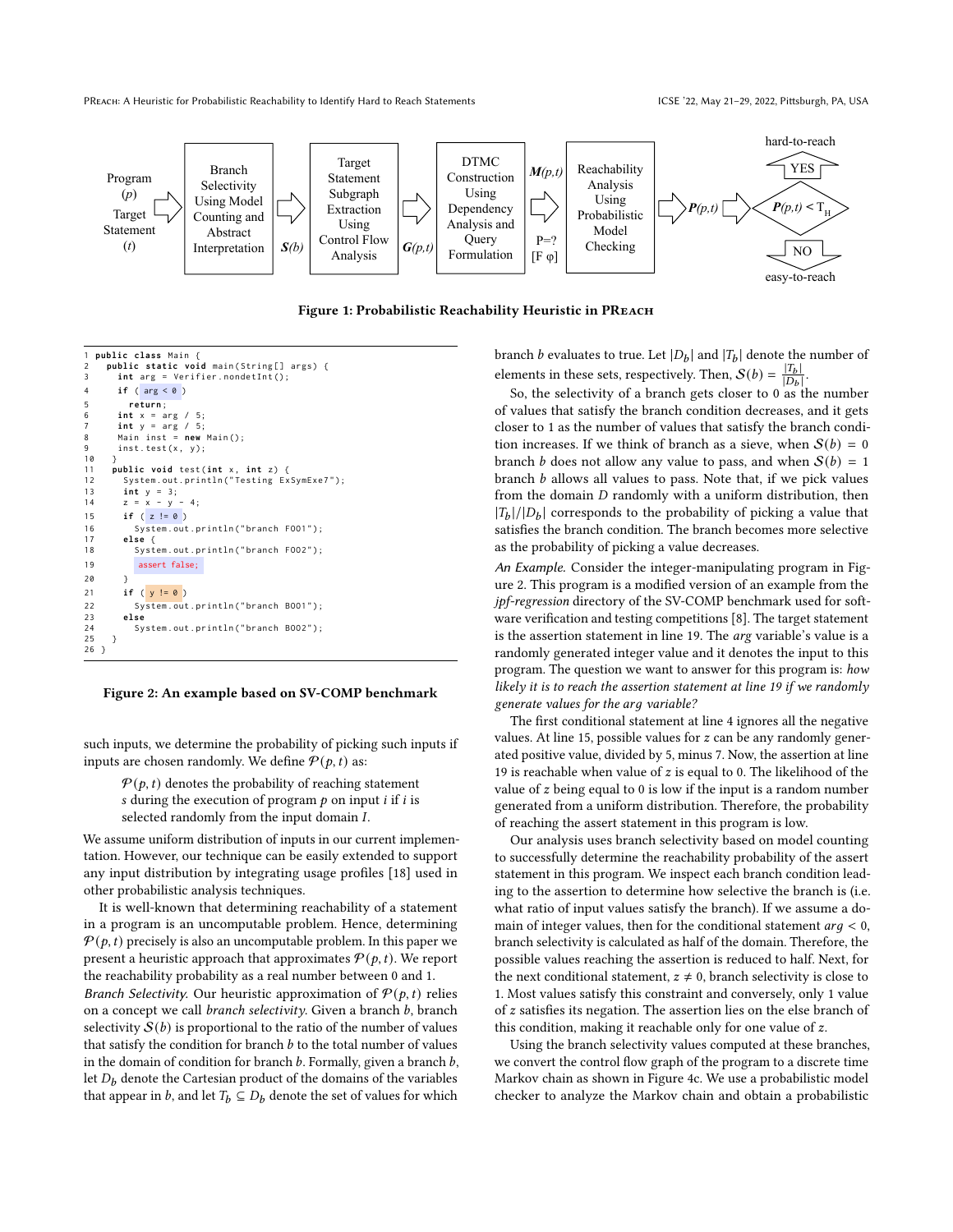Program ($p$) Target Statement ($t$) ⇒ Branch Selectivity Using Model Counting and Abstract Interpretation ⇒ $\mathcal{S}(b)$ ⇒ Target Statement Subgraph Extraction Using Control Flow Analysis ⇒ $G(p,t)$ ⇒ DTMC Construction Using Dependency Analysis and Query Formulation ⇒ $M(p,t)$, P=? [F φ] ⇒ Reachability Analysis Using Probabilistic Model Checking ⇒ $P(p,t)$ ⇒ $P(p,t) < T_H$ → YES: hard-to-reach / NO: easy-to-reach

**Figure 1: Probabilistic Reachability Heuristic in PReach**

```
1  public class Main {
2    public static void main(String[] args) {
3      int arg = Verifier.nondetInt();
4      if ( arg < 0 )
5        return;
6      int x = arg / 5;
7      int y = arg / 5;
8      Main inst = new Main();
9      inst.test(x, y);
10   }
11   public void test(int x, int z) {
12     System.out.println("Testing ExSymExe7");
13     int y = 3;
14     z = x - y - 4;
15     if ( z != 0 )
16       System.out.println("branch FOO1");
17     else {
18       System.out.println("branch FOO2");
19       assert false;
20     }
21     if ( y != 0 )
22       System.out.println("branch BOO1");
23     else
24       System.out.println("branch BOO2");
25   }
26 }
```

**Figure 2: An example based on SV-COMP benchmark**

such inputs, we determine the probability of picking such inputs if inputs are chosen randomly. We define $\mathcal{P}(p,t)$ as:

> $\mathcal{P}(p,t)$ denotes the probability of reaching statement $s$ during the execution of program $p$ on input $i$ if $i$ is selected randomly from the input domain $I$.

We assume uniform distribution of inputs in our current implementation. However, our technique can be easily extended to support any input distribution by integrating usage profiles [18] used in other probabilistic analysis techniques.

It is well-known that determining reachability of a statement in a program is an uncomputable problem. Hence, determining $\mathcal{P}(p,t)$ precisely is also an uncomputable problem. In this paper we present a heuristic approach that approximates $\mathcal{P}(p,t)$. We report the reachability probability as a real number between 0 and 1.

*Branch Selectivity.* Our heuristic approximation of $\mathcal{P}(p,t)$ relies on a concept we call *branch selectivity*. Given a branch $b$, branch selectivity $\mathcal{S}(b)$ is proportional to the ratio of the number of values that satisfy the condition for branch $b$ to the total number of values in the domain of condition for branch $b$. Formally, given a branch $b$, let $D_b$ denote the Cartesian product of the domains of the variables that appear in $b$, and let $T_b \subseteq D_b$ denote the set of values for which branch $b$ evaluates to true. Let $|D_b|$ and $|T_b|$ denote the number of elements in these sets, respectively. Then, $\mathcal{S}(b) = \frac{|T_b|}{|D_b|}$.

So, the selectivity of a branch gets closer to 0 as the number of values that satisfy the branch condition decreases, and it gets closer to 1 as the number of values that satisfy the branch condition increases. If we think of branch as a sieve, when $\mathcal{S}(b) = 0$ branch $b$ does not allow any value to pass, and when $\mathcal{S}(b) = 1$ branch $b$ allows all values to pass. Note that, if we pick values from the domain $D$ randomly with a uniform distribution, then $|T_b|/|D_b|$ corresponds to the probability of picking a value that satisfies the branch condition. The branch becomes more selective as the probability of picking a value decreases.

*An Example.* Consider the integer-manipulating program in Figure 2. This program is a modified version of an example from the *jpf-regression* directory of the SV-COMP benchmark used for software verification and testing competitions [8]. The target statement is the assertion statement in line 19. The *arg* variable's value is a randomly generated integer value and it denotes the input to this program. The question we want to answer for this program is: *how likely it is to reach the assertion statement at line 19 if we randomly generate values for the arg variable?*

The first conditional statement at line 4 ignores all the negative values. At line 15, possible values for $z$ can be any randomly generated positive value, divided by 5, minus 7. Now, the assertion at line 19 is reachable when value of $z$ is equal to 0. The likelihood of the value of $z$ being equal to 0 is low if the input is a random number generated from a uniform distribution. Therefore, the probability of reaching the assert statement in this program is low.

Our analysis uses branch selectivity based on model counting to successfully determine the reachability probability of the assert statement in this program. We inspect each branch condition leading to the assertion to determine how selective the branch is (i.e. what ratio of input values satisfy the branch). If we assume a domain of integer values, then for the conditional statement $arg < 0$, branch selectivity is calculated as half of the domain. Therefore, the possible values reaching the assertion is reduced to half. Next, for the next conditional statement, $z \neq 0$, branch selectivity is close to 1. Most values satisfy this constraint and conversely, only 1 value of $z$ satisfies its negation. The assertion lies on the else branch of this condition, making it reachable only for one value of $z$.

Using the branch selectivity values computed at these branches, we convert the control flow graph of the program to a discrete time Markov chain as shown in Figure 4c. We use a probabilistic model checker to analyze the Markov chain and obtain a probabilistic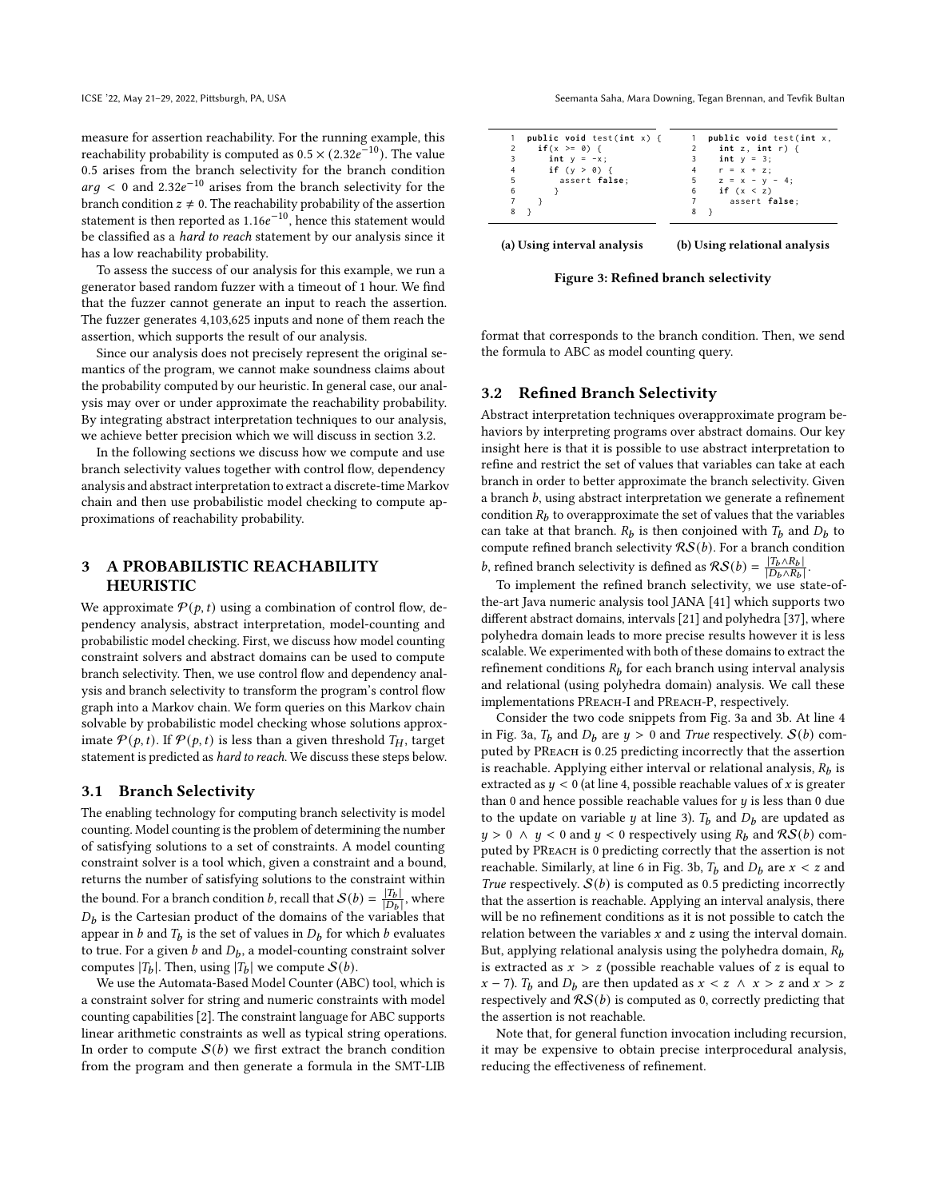measure for assertion reachability. For the running example, this reachability probability is computed as $0.5 \times (2.32e^{-10})$. The value 0.5 arises from the branch selectivity for the branch condition $arg < 0$ and $2.32e^{-10}$ arises from the branch selectivity for the branch condition $z \neq 0$. The reachability probability of the assertion statement is then reported as $1.16e^{-10}$, hence this statement would be classified as a *hard to reach* statement by our analysis since it has a low reachability probability.

To assess the success of our analysis for this example, we run a generator based random fuzzer with a timeout of 1 hour. We find that the fuzzer cannot generate an input to reach the assertion. The fuzzer generates 4,103,625 inputs and none of them reach the assertion, which supports the result of our analysis.

Since our analysis does not precisely represent the original semantics of the program, we cannot make soundness claims about the probability computed by our heuristic. In general case, our analysis may over or under approximate the reachability probability. By integrating abstract interpretation techniques to our analysis, we achieve better precision which we will discuss in section 3.2.

In the following sections we discuss how we compute and use branch selectivity values together with control flow, dependency analysis and abstract interpretation to extract a discrete-time Markov chain and then use probabilistic model checking to compute approximations of reachability probability.

## 3 A PROBABILISTIC REACHABILITY HEURISTIC

We approximate $\mathcal{P}(p, t)$ using a combination of control flow, dependency analysis, abstract interpretation, model-counting and probabilistic model checking. First, we discuss how model counting constraint solvers and abstract domains can be used to compute branch selectivity. Then, we use control flow and dependency analysis and branch selectivity to transform the program's control flow graph into a Markov chain. We form queries on this Markov chain solvable by probabilistic model checking whose solutions approximate $\mathcal{P}(p, t)$. If $\mathcal{P}(p, t)$ is less than a given threshold $T_H$, target statement is predicted as *hard to reach*. We discuss these steps below.

### 3.1 Branch Selectivity

The enabling technology for computing branch selectivity is model counting. Model counting is the problem of determining the number of satisfying solutions to a set of constraints. A model counting constraint solver is a tool which, given a constraint and a bound, returns the number of satisfying solutions to the constraint within the bound. For a branch condition $b$, recall that $\mathcal{S}(b) = \frac{|T_b|}{|D_b|}$, where $D_b$ is the Cartesian product of the domains of the variables that appear in $b$ and $T_b$ is the set of values in $D_b$ for which $b$ evaluates to true. For a given $b$ and $D_b$, a model-counting constraint solver computes $|T_b|$. Then, using $|T_b|$ we compute $\mathcal{S}(b)$.

We use the Automata-Based Model Counter (ABC) tool, which is a constraint solver for string and numeric constraints with model counting capabilities [2]. The constraint language for ABC supports linear arithmetic constraints as well as typical string operations. In order to compute $\mathcal{S}(b)$ we first extract the branch condition from the program and then generate a formula in the SMT-LIB format that corresponds to the branch condition. Then, we send the formula to ABC as model counting query.

```
1  public void test(int x) {
2    if(x >= 0) {
3      int y = -x;
4      if (y > 0) {
5        assert false;
6      }
7    }
8  }
```

(a) Using interval analysis

```
1  public void test(int x,
2    int z, int r) {
3    int y = 3;
4    r = x + z;
5    z = x - y - 4;
6    if (x < z)
7      assert false;
8  }
```

(b) Using relational analysis

Figure 3: Refined branch selectivity

### 3.2 Refined Branch Selectivity

Abstract interpretation techniques overapproximate program behaviors by interpreting programs over abstract domains. Our key insight here is that it is possible to use abstract interpretation to refine and restrict the set of values that variables can take at each branch in order to better approximate the branch selectivity. Given a branch $b$, using abstract interpretation we generate a refinement condition $R_b$ to overapproximate the set of values that the variables can take at that branch. $R_b$ is then conjoined with $T_b$ and $D_b$ to compute refined branch selectivity $\mathcal{RS}(b)$. For a branch condition $b$, refined branch selectivity is defined as $\mathcal{RS}(b) = \frac{|T_b \wedge R_b|}{|D_b \wedge R_b|}$.

To implement the refined branch selectivity, we use state-of-the-art Java numeric analysis tool JANA [41] which supports two different abstract domains, intervals [21] and polyhedra [37], where polyhedra domain leads to more precise results however it is less scalable. We experimented with both of these domains to extract the refinement conditions $R_b$ for each branch using interval analysis and relational (using polyhedra domain) analysis. We call these implementations PReach-I and PReach-P, respectively.

Consider the two code snippets from Fig. 3a and 3b. At line 4 in Fig. 3a, $T_b$ and $D_b$ are $y > 0$ and *True* respectively. $\mathcal{S}(b)$ computed by PReach is 0.25 predicting incorrectly that the assertion is reachable. Applying either interval or relational analysis, $R_b$ is extracted as $y < 0$ (at line 4, possible reachable values of $x$ is greater than 0 and hence possible reachable values for $y$ is less than 0 due to the update on variable $y$ at line 3). $T_b$ and $D_b$ are updated as $y > 0 \wedge y < 0$ and $y < 0$ respectively using $R_b$ and $\mathcal{RS}(b)$ computed by PReach is 0 predicting correctly that the assertion is not reachable. Similarly, at line 6 in Fig. 3b, $T_b$ and $D_b$ are $x < z$ and *True* respectively. $\mathcal{S}(b)$ is computed as 0.5 predicting incorrectly that the assertion is reachable. Applying an interval analysis, there will be no refinement conditions as it is not possible to catch the relation between the variables $x$ and $z$ using the interval domain. But, applying relational analysis using the polyhedra domain, $R_b$ is extracted as $x > z$ (possible reachable values of $z$ is equal to $x - 7$). $T_b$ and $D_b$ are then updated as $x < z \wedge x > z$ and $x > z$ respectively and $\mathcal{RS}(b)$ is computed as 0, correctly predicting that the assertion is not reachable.

Note that, for general function invocation including recursion, it may be expensive to obtain precise interprocedural analysis, reducing the effectiveness of refinement.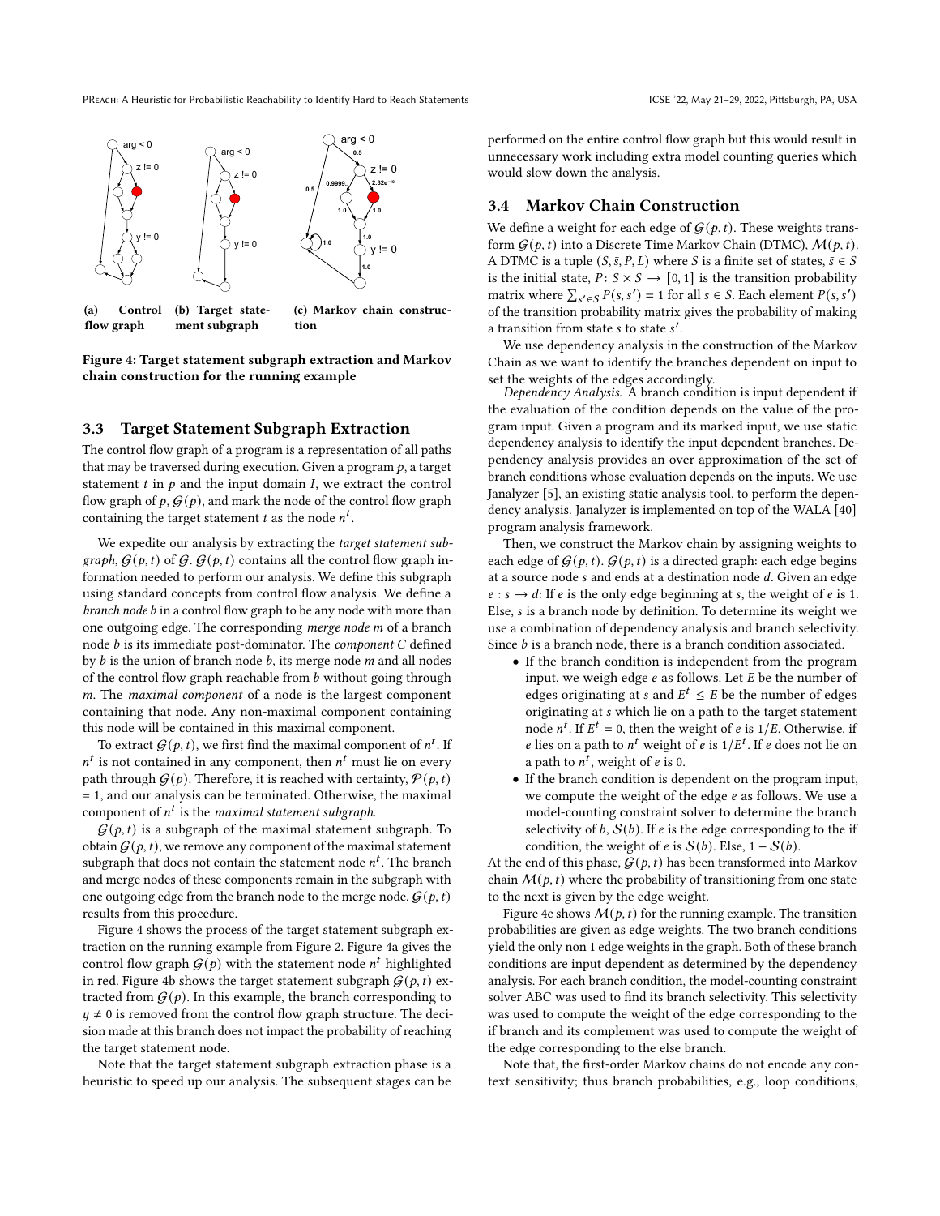(a) Control flow graph

(b) Target statement subgraph

(c) Markov chain construction

**Figure 4: Target statement subgraph extraction and Markov chain construction for the running example**

### 3.3 Target Statement Subgraph Extraction

The control flow graph of a program is a representation of all paths that may be traversed during execution. Given a program $p$, a target statement $t$ in $p$ and the input domain $I$, we extract the control flow graph of $p$, $\mathcal{G}(p)$, and mark the node of the control flow graph containing the target statement $t$ as the node $n^t$.

We expedite our analysis by extracting the *target statement subgraph*, $\mathcal{G}(p, t)$ of $\mathcal{G}$. $\mathcal{G}(p, t)$ contains all the control flow graph information needed to perform our analysis. We define this subgraph using standard concepts from control flow analysis. We define a *branch node* $b$ in a control flow graph to be any node with more than one outgoing edge. The corresponding *merge node* $m$ of a branch node $b$ is its immediate post-dominator. The *component* $C$ defined by $b$ is the union of branch node $b$, its merge node $m$ and all nodes of the control flow graph reachable from $b$ without going through $m$. The *maximal component* of a node is the largest component containing that node. Any non-maximal component containing this node will be contained in this maximal component.

To extract $\mathcal{G}(p, t)$, we first find the maximal component of $n^t$. If $n^t$ is not contained in any component, then $n^t$ must lie on every path through $\mathcal{G}(p)$. Therefore, it is reached with certainty, $\mathcal{P}(p, t)$ = 1, and our analysis can be terminated. Otherwise, the maximal component of $n^t$ is the *maximal statement subgraph*.

$\mathcal{G}(p, t)$ is a subgraph of the maximal statement subgraph. To obtain $\mathcal{G}(p, t)$, we remove any component of the maximal statement subgraph that does not contain the statement node $n^t$. The branch and merge nodes of these components remain in the subgraph with one outgoing edge from the branch node to the merge node. $\mathcal{G}(p, t)$ results from this procedure.

Figure 4 shows the process of the target statement subgraph extraction on the running example from Figure 2. Figure 4a gives the control flow graph $\mathcal{G}(p)$ with the statement node $n^t$ highlighted in red. Figure 4b shows the target statement subgraph $\mathcal{G}(p, t)$ extracted from $\mathcal{G}(p)$. In this example, the branch corresponding to $y \neq 0$ is removed from the control flow graph structure. The decision made at this branch does not impact the probability of reaching the target statement node.

Note that the target statement subgraph extraction phase is a heuristic to speed up our analysis. The subsequent stages can be performed on the entire control flow graph but this would result in unnecessary work including extra model counting queries which would slow down the analysis.

### 3.4 Markov Chain Construction

We define a weight for each edge of $\mathcal{G}(p, t)$. These weights transform $\mathcal{G}(p, t)$ into a Discrete Time Markov Chain (DTMC), $\mathcal{M}(p, t)$. A DTMC is a tuple $(S, \bar{s}, P, L)$ where $S$ is a finite set of states, $\bar{s} \in S$ is the initial state, $P\colon S \times S \rightarrow [0, 1]$ is the transition probability matrix where $\sum_{s' \in S} P(s, s') = 1$ for all $s \in S$. Each element $P(s, s')$ of the transition probability matrix gives the probability of making a transition from state $s$ to state $s'$.

We use dependency analysis in the construction of the Markov Chain as we want to identify the branches dependent on input to set the weights of the edges accordingly.

*Dependency Analysis.* A branch condition is input dependent if the evaluation of the condition depends on the value of the program input. Given a program and its marked input, we use static dependency analysis to identify the input dependent branches. Dependency analysis provides an over approximation of the set of branch conditions whose evaluation depends on the inputs. We use Janalyzer [5], an existing static analysis tool, to perform the dependency analysis. Janalyzer is implemented on top of the WALA [40] program analysis framework.

Then, we construct the Markov chain by assigning weights to each edge of $\mathcal{G}(p, t)$. $\mathcal{G}(p, t)$ is a directed graph: each edge begins at a source node $s$ and ends at a destination node $d$. Given an edge $e : s \longrightarrow d$: If $e$ is the only edge beginning at $s$, the weight of $e$ is 1. Else, $s$ is a branch node by definition. To determine its weight we use a combination of dependency analysis and branch selectivity. Since $b$ is a branch node, there is a branch condition associated.

- If the branch condition is independent from the program input, we weigh edge $e$ as follows. Let $E$ be the number of edges originating at $s$ and $E^t \leq E$ be the number of edges originating at $s$ which lie on a path to the target statement node $n^t$. If $E^t = 0$, then the weight of $e$ is $1/E$. Otherwise, if $e$ lies on a path to $n^t$ weight of $e$ is $1/E^t$. If $e$ does not lie on a path to $n^t$, weight of $e$ is 0.
- If the branch condition is dependent on the program input, we compute the weight of the edge $e$ as follows. We use a model-counting constraint solver to determine the branch selectivity of $b$, $\mathcal{S}(b)$. If $e$ is the edge corresponding to the if condition, the weight of $e$ is $\mathcal{S}(b)$. Else, $1 - \mathcal{S}(b)$.

At the end of this phase, $\mathcal{G}(p, t)$ has been transformed into Markov chain $\mathcal{M}(p, t)$ where the probability of transitioning from one state to the next is given by the edge weight.

Figure 4c shows $\mathcal{M}(p, t)$ for the running example. The transition probabilities are given as edge weights. The two branch conditions yield the only non 1 edge weights in the graph. Both of these branch conditions are input dependent as determined by the dependency analysis. For each branch condition, the model-counting constraint solver ABC was used to find its branch selectivity. This selectivity was used to compute the weight of the edge corresponding to the if branch and its complement was used to compute the weight of the edge corresponding to the else branch.

Note that, the first-order Markov chains do not encode any context sensitivity; thus branch probabilities, e.g., loop conditions,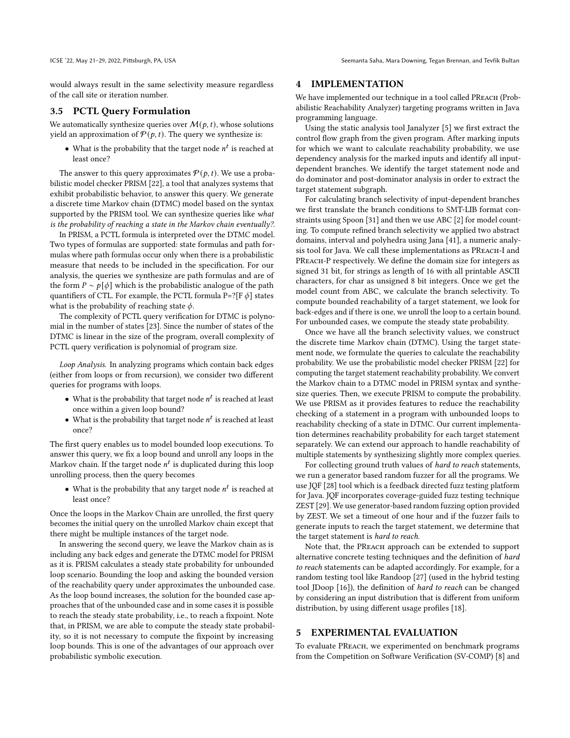would always result in the same selectivity measure regardless of the call site or iteration number.

### 3.5 PCTL Query Formulation

We automatically synthesize queries over $\mathcal{M}(p, t)$, whose solutions yield an approximation of $\mathcal{P}(p, t)$. The query we synthesize is:

- What is the probability that the target node $n^t$ is reached at least once?

The answer to this query approximates $\mathcal{P}(p, t)$. We use a probabilistic model checker PRISM [22], a tool that analyzes systems that exhibit probabilistic behavior, to answer this query. We generate a discrete time Markov chain (DTMC) model based on the syntax supported by the PRISM tool. We can synthesize queries like *what is the probability of reaching a state in the Markov chain eventually?*.

In PRISM, a PCTL formula is interpreted over the DTMC model. Two types of formulas are supported: state formulas and path formulas where path formulas occur only when there is a probabilistic measure that needs to be included in the specification. For our analysis, the queries we synthesize are path formulas and are of the form $P \sim p[\phi]$ which is the probabilistic analogue of the path quantifiers of CTL. For example, the PCTL formula P=?[F $\phi$] states what is the probability of reaching state $\phi$.

The complexity of PCTL query verification for DTMC is polynomial in the number of states [23]. Since the number of states of the DTMC is linear in the size of the program, overall complexity of PCTL query verification is polynomial of program size.

*Loop Analysis.* In analyzing programs which contain back edges (either from loops or from recursion), we consider two different queries for programs with loops.

- What is the probability that target node $n^t$ is reached at least once within a given loop bound?
- What is the probability that target node $n^t$ is reached at least once?

The first query enables us to model bounded loop executions. To answer this query, we fix a loop bound and unroll any loops in the Markov chain. If the target node $n^t$ is duplicated during this loop unrolling process, then the query becomes

- What is the probability that any target node $n^t$ is reached at least once?

Once the loops in the Markov Chain are unrolled, the first query becomes the initial query on the unrolled Markov chain except that there might be multiple instances of the target node.

In answering the second query, we leave the Markov chain as is including any back edges and generate the DTMC model for PRISM as it is. PRISM calculates a steady state probability for unbounded loop scenario. Bounding the loop and asking the bounded version of the reachability query under approximates the unbounded case. As the loop bound increases, the solution for the bounded case approaches that of the unbounded case and in some cases it is possible to reach the steady state probability, i.e., to reach a fixpoint. Note that, in PRISM, we are able to compute the steady state probability, so it is not necessary to compute the fixpoint by increasing loop bounds. This is one of the advantages of our approach over probabilistic symbolic execution.

## 4 IMPLEMENTATION

We have implemented our technique in a tool called PReach (Probabilistic Reachability Analyzer) targeting programs written in Java programming language.

Using the static analysis tool Janalyzer [5] we first extract the control flow graph from the given program. After marking inputs for which we want to calculate reachability probability, we use dependency analysis for the marked inputs and identify all input-dependent branches. We identify the target statement node and do dominator and post-dominator analysis in order to extract the target statement subgraph.

For calculating branch selectivity of input-dependent branches we first translate the branch conditions to SMT-LIB format constraints using Spoon [31] and then we use ABC [2] for model counting. To compute refined branch selectivity we applied two abstract domains, interval and polyhedra using Jana [41], a numeric analysis tool for Java. We call these implementations as PReach-I and PReach-P respectively. We define the domain size for integers as signed 31 bit, for strings as length of 16 with all printable ASCII characters, for char as unsigned 8 bit integers. Once we get the model count from ABC, we calculate the branch selectivity. To compute bounded reachability of a target statement, we look for back-edges and if there is one, we unroll the loop to a certain bound. For unbounded cases, we compute the steady state probability.

Once we have all the branch selectivity values, we construct the discrete time Markov chain (DTMC). Using the target statement node, we formulate the queries to calculate the reachability probability. We use the probabilistic model checker PRISM [22] for computing the target statement reachability probability. We convert the Markov chain to a DTMC model in PRISM syntax and synthesize queries. Then, we execute PRISM to compute the probability. We use PRISM as it provides features to reduce the reachability checking of a statement in a program with unbounded loops to reachability checking of a state in DTMC. Our current implementation determines reachability probability for each target statement separately. We can extend our approach to handle reachability of multiple statements by synthesizing slightly more complex queries.

For collecting ground truth values of *hard to reach* statements, we run a generator based random fuzzer for all the programs. We use JQF [28] tool which is a feedback directed fuzz testing platform for Java. JQF incorporates coverage-guided fuzz testing technique ZEST [29]. We use generator-based random fuzzing option provided by ZEST. We set a timeout of one hour and if the fuzzer fails to generate inputs to reach the target statement, we determine that the target statement is *hard to reach*.

Note that, the PReach approach can be extended to support alternative concrete testing techniques and the definition of *hard to reach* statements can be adapted accordingly. For example, for a random testing tool like Randoop [27] (used in the hybrid testing tool JDoop [16]), the definition of *hard to reach* can be changed by considering an input distribution that is different from uniform distribution, by using different usage profiles [18].

## 5 EXPERIMENTAL EVALUATION

To evaluate PReach, we experimented on benchmark programs from the Competition on Software Verification (SV-COMP) [8] and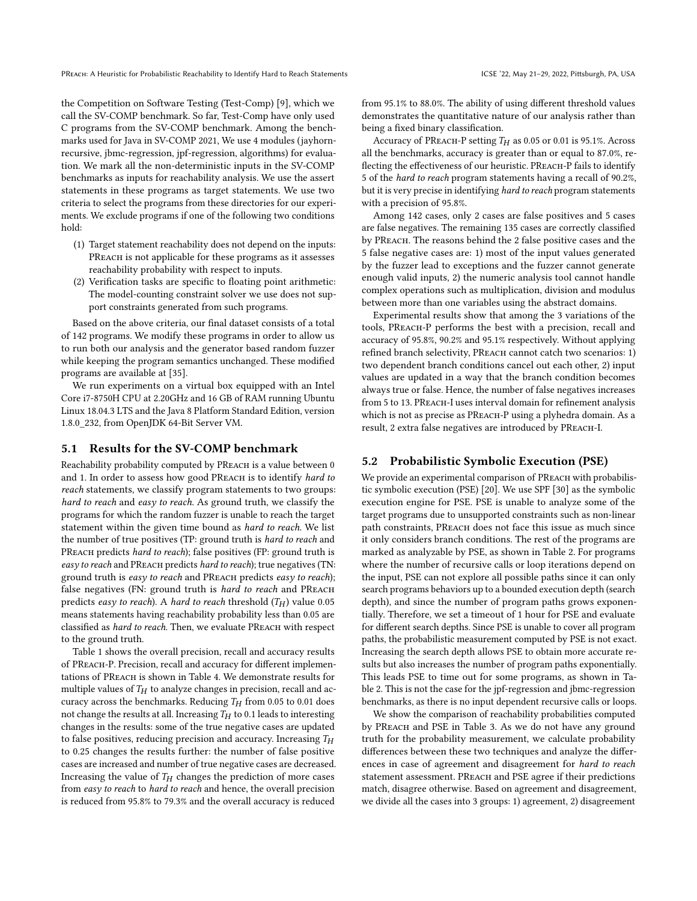the Competition on Software Testing (Test-Comp) [9], which we call the SV-COMP benchmark. So far, Test-Comp have only used C programs from the SV-COMP benchmark. Among the benchmarks used for Java in SV-COMP 2021, We use 4 modules (jayhorn-recursive, jbmc-regression, jpf-regression, algorithms) for evaluation. We mark all the non-deterministic inputs in the SV-COMP benchmarks as inputs for reachability analysis. We use the assert statements in these programs as target statements. We use two criteria to select the programs from these directories for our experiments. We exclude programs if one of the following two conditions hold:

1. Target statement reachability does not depend on the inputs: PReach is not applicable for these programs as it assesses reachability probability with respect to inputs.
2. Verification tasks are specific to floating point arithmetic: The model-counting constraint solver we use does not support constraints generated from such programs.

Based on the above criteria, our final dataset consists of a total of 142 programs. We modify these programs in order to allow us to run both our analysis and the generator based random fuzzer while keeping the program semantics unchanged. These modified programs are available at [35].

We run experiments on a virtual box equipped with an Intel Core i7-8750H CPU at 2.20GHz and 16 GB of RAM running Ubuntu Linux 18.04.3 LTS and the Java 8 Platform Standard Edition, version 1.8.0_232, from OpenJDK 64-Bit Server VM.

## 5.1 Results for the SV-COMP benchmark

Reachability probability computed by PReach is a value between 0 and 1. In order to assess how good PReach is to identify *hard to reach* statements, we classify program statements to two groups: *hard to reach* and *easy to reach*. As ground truth, we classify the programs for which the random fuzzer is unable to reach the target statement within the given time bound as *hard to reach*. We list the number of true positives (TP: ground truth is *hard to reach* and PReach predicts *hard to reach*); false positives (FP: ground truth is *easy to reach* and PReach predicts *hard to reach*); true negatives (TN: ground truth is *easy to reach* and PReach predicts *easy to reach*); false negatives (FN: ground truth is *hard to reach* and PReach predicts *easy to reach*). A *hard to reach* threshold ($T_H$) value 0.05 means statements having reachability probability less than 0.05 are classified as *hard to reach*. Then, we evaluate PReach with respect to the ground truth.

Table 1 shows the overall precision, recall and accuracy results of PReach-P. Precision, recall and accuracy for different implementations of PReach is shown in Table 4. We demonstrate results for multiple values of $T_H$ to analyze changes in precision, recall and accuracy across the benchmarks. Reducing $T_H$ from 0.05 to 0.01 does not change the results at all. Increasing $T_H$ to 0.1 leads to interesting changes in the results: some of the true negative cases are updated to false positives, reducing precision and accuracy. Increasing $T_H$ to 0.25 changes the results further: the number of false positive cases are increased and number of true negative cases are decreased. Increasing the value of $T_H$ changes the prediction of more cases from *easy to reach* to *hard to reach* and hence, the overall precision is reduced from 95.8% to 79.3% and the overall accuracy is reduced from 95.1% to 88.0%. The ability of using different threshold values demonstrates the quantitative nature of our analysis rather than being a fixed binary classification.

Accuracy of PReach-P setting $T_H$ as 0.05 or 0.01 is 95.1%. Across all the benchmarks, accuracy is greater than or equal to 87.0%, reflecting the effectiveness of our heuristic. PReach-P fails to identify 5 of the *hard to reach* program statements having a recall of 90.2%, but it is very precise in identifying *hard to reach* program statements with a precision of 95.8%.

Among 142 cases, only 2 cases are false positives and 5 cases are false negatives. The remaining 135 cases are correctly classified by PReach. The reasons behind the 2 false positive cases and the 5 false negative cases are: 1) most of the input values generated by the fuzzer lead to exceptions and the fuzzer cannot generate enough valid inputs, 2) the numeric analysis tool cannot handle complex operations such as multiplication, division and modulus between more than one variables using the abstract domains.

Experimental results show that among the 3 variations of the tools, PReach-P performs the best with a precision, recall and accuracy of 95.8%, 90.2% and 95.1% respectively. Without applying refined branch selectivity, PReach cannot catch two scenarios: 1) two dependent branch conditions cancel out each other, 2) input values are updated in a way that the branch condition becomes always true or false. Hence, the number of false negatives increases from 5 to 13. PReach-I uses interval domain for refinement analysis which is not as precise as PReach-P using a plyhedra domain. As a result, 2 extra false negatives are introduced by PReach-I.

## 5.2 Probabilistic Symbolic Execution (PSE)

We provide an experimental comparison of PReach with probabilistic symbolic execution (PSE) [20]. We use SPF [30] as the symbolic execution engine for PSE. PSE is unable to analyze some of the target programs due to unsupported constraints such as non-linear path constraints, PReach does not face this issue as much since it only considers branch conditions. The rest of the programs are marked as analyzable by PSE, as shown in Table 2. For programs where the number of recursive calls or loop iterations depend on the input, PSE can not explore all possible paths since it can only search programs behaviors up to a bounded execution depth (search depth), and since the number of program paths grows exponentially. Therefore, we set a timeout of 1 hour for PSE and evaluate for different search depths. Since PSE is unable to cover all program paths, the probabilistic measurement computed by PSE is not exact. Increasing the search depth allows PSE to obtain more accurate results but also increases the number of program paths exponentially. This leads PSE to time out for some programs, as shown in Table 2. This is not the case for the jpf-regression and jbmc-regression benchmarks, as there is no input dependent recursive calls or loops.

We show the comparison of reachability probabilities computed by PReach and PSE in Table 3. As we do not have any ground truth for the probability measurement, we calculate probability differences between these two techniques and analyze the differences in case of agreement and disagreement for *hard to reach* statement assessment. PReach and PSE agree if their predictions match, disagree otherwise. Based on agreement and disagreement, we divide all the cases into 3 groups: 1) agreement, 2) disagreement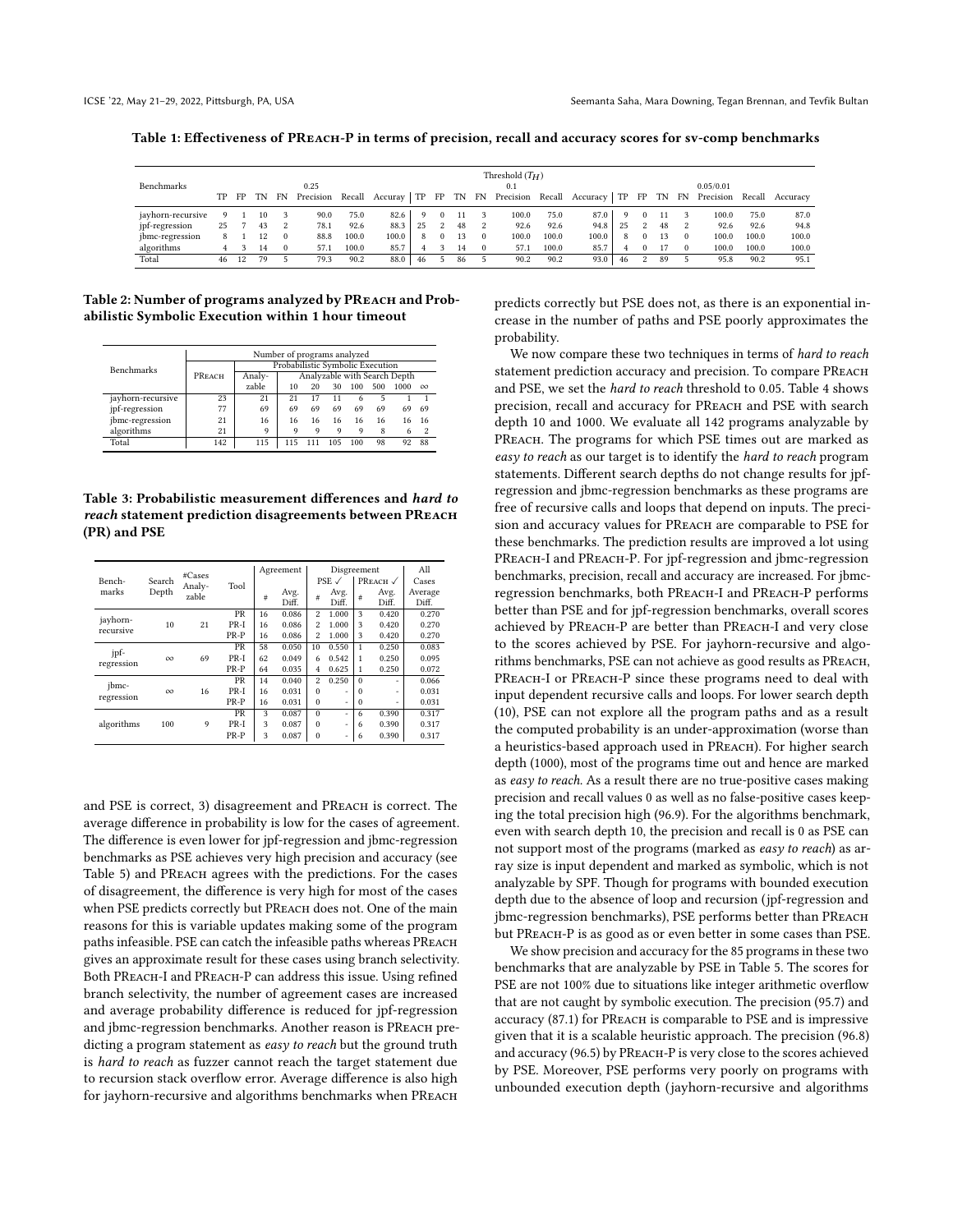**Table 1: Effectiveness of PReach-P in terms of precision, recall and accuracy scores for sv-comp benchmarks**

| Benchmarks | Threshold ($T_H$) 0.25 | | | | | | | 0.1 | | | | | | | 0.05/0.01 | | | | | | |
|---|---|---|---|---|---|---|---|---|---|---|---|---|---|---|---|---|---|---|---|---|---|
| | TP | FP | TN | FN | Precision | Recall | Accuray | TP | FP | TN | FN | Precision | Recall | Accuracy | TP | FP | TN | FN | Precision | Recall | Accuracy |
| jayhorn-recursive | 9 | 1 | 10 | 3 | 90.0 | 75.0 | 82.6 | 9 | 0 | 11 | 3 | 100.0 | 75.0 | 87.0 | 9 | 0 | 11 | 3 | 100.0 | 75.0 | 87.0 |
| jpf-regression | 25 | 7 | 43 | 2 | 78.1 | 92.6 | 88.3 | 25 | 2 | 48 | 2 | 92.6 | 92.6 | 94.8 | 25 | 2 | 48 | 2 | 92.6 | 92.6 | 94.8 |
| jbmc-regression | 8 | 1 | 12 | 0 | 88.8 | 100.0 | 100.0 | 8 | 0 | 13 | 0 | 100.0 | 100.0 | 100.0 | 8 | 0 | 13 | 0 | 100.0 | 100.0 | 100.0 |
| algorithms | 4 | 3 | 14 | 0 | 57.1 | 100.0 | 85.7 | 4 | 3 | 14 | 0 | 57.1 | 100.0 | 85.7 | 4 | 0 | 17 | 0 | 100.0 | 100.0 | 100.0 |
| Total | 46 | 12 | 79 | 5 | 79.3 | 90.2 | 88.0 | 46 | 5 | 86 | 5 | 90.2 | 90.2 | 93.0 | 46 | 2 | 89 | 5 | 95.8 | 90.2 | 95.1 |

**Table 2: Number of programs analyzed by PReach and Probabilistic Symbolic Execution within 1 hour timeout**

| Benchmarks | Number of programs analyzed | | | | | | | | |
|---|---|---|---|---|---|---|---|---|---|
| | PReach | Probabilistic Symbolic Execution | | | | | | | |
| | | Analyzable | Analyzable with Search Depth | | | | | | |
| | | | 10 | 20 | 30 | 100 | 500 | 1000 | $\infty$ |
| jayhorn-recursive | 23 | 21 | 21 | 17 | 11 | 6 | 5 | 1 | 1 |
| jpf-regression | 77 | 69 | 69 | 69 | 69 | 69 | 69 | 69 | 69 |
| jbmc-regression | 21 | 16 | 16 | 16 | 16 | 16 | 16 | 16 | 16 |
| algorithms | 21 | 9 | 9 | 9 | 9 | 9 | 8 | 6 | 2 |
| Total | 142 | 115 | 115 | 111 | 105 | 100 | 98 | 92 | 88 |

**Table 3: Probabilistic measurement differences and *hard to reach* statement prediction disagreements between PReach (PR) and PSE**

| Benchmarks | Search Depth | #Cases Analyzable | Tool | Agreement | | Disagreement | | | | All Cases |
|---|---|---|---|---|---|---|---|---|---|---|
| | | | | | | PSE ✓ | | PReach ✓ | | |
| | | | | # | Avg. Diff. | # | Avg. Diff. | # | Avg. Diff. | Average Diff. |
| jayhorn-recursive | 10 | 21 | PR | 16 | 0.086 | 2 | 1.000 | 3 | 0.420 | 0.270 |
| | | | PR-I | 16 | 0.086 | 2 | 1.000 | 3 | 0.420 | 0.270 |
| | | | PR-P | 16 | 0.086 | 2 | 1.000 | 3 | 0.420 | 0.270 |
| jpf-regression | $\infty$ | 69 | PR | 58 | 0.050 | 10 | 0.550 | 1 | 0.250 | 0.083 |
| | | | PR-I | 62 | 0.049 | 6 | 0.542 | 1 | 0.250 | 0.095 |
| | | | PR-P | 64 | 0.035 | 4 | 0.625 | 1 | 0.250 | 0.072 |
| jbmc-regression | $\infty$ | 16 | PR | 14 | 0.040 | 2 | 0.250 | 0 | - | 0.066 |
| | | | PR-I | 16 | 0.031 | 0 | - | 0 | - | 0.031 |
| | | | PR-P | 16 | 0.031 | 0 | - | 0 | - | 0.031 |
| algorithms | 100 | 9 | PR | 3 | 0.087 | 0 | - | 6 | 0.390 | 0.317 |
| | | | PR-I | 3 | 0.087 | 0 | - | 6 | 0.390 | 0.317 |
| | | | PR-P | 3 | 0.087 | 0 | - | 6 | 0.390 | 0.317 |

and PSE is correct, 3) disagreement and PReach is correct. The average difference in probability is low for the cases of agreement. The difference is even lower for jpf-regression and jbmc-regression benchmarks as PSE achieves very high precision and accuracy (see Table 5) and PReach agrees with the predictions. For the cases of disagreement, the difference is very high for most of the cases when PSE predicts correctly but PReach does not. One of the main reasons for this is variable updates making some of the program paths infeasible. PSE can catch the infeasible paths whereas PReach gives an approximate result for these cases using branch selectivity. Both PReach-I and PReach-P can address this issue. Using refined branch selectivity, the number of agreement cases are increased and average probability difference is reduced for jpf-regression and jbmc-regression benchmarks. Another reason is PReach predicting a program statement as *easy to reach* but the ground truth is *hard to reach* as fuzzer cannot reach the target statement due to recursion stack overflow error. Average difference is also high for jayhorn-recursive and algorithms benchmarks when PReach predicts correctly but PSE does not, as there is an exponential increase in the number of paths and PSE poorly approximates the probability.

We now compare these two techniques in terms of *hard to reach* statement prediction accuracy and precision. To compare PReach and PSE, we set the *hard to reach* threshold to 0.05. Table 4 shows precision, recall and accuracy for PReach and PSE with search depth 10 and 1000. We evaluate all 142 programs analyzable by PReach. The programs for which PSE times out are marked as *easy to reach* as our target is to identify the *hard to reach* program statements. Different search depths do not change results for jpf-regression and jbmc-regression benchmarks as these programs are free of recursive calls and loops that depend on inputs. The precision and accuracy values for PReach are comparable to PSE for these benchmarks. The prediction results are improved a lot using PReach-I and PReach-P. For jpf-regression and jbmc-regression benchmarks, precision, recall and accuracy are increased. For jbmc-regression benchmarks, both PReach-I and PReach-P performs better than PSE and for jpf-regression benchmarks, overall scores achieved by PReach-P are better than PReach-I and very close to the scores achieved by PSE. For jayhorn-recursive and algorithms benchmarks, PSE can not achieve as good results as PReach, PReach-I or PReach-P since these programs need to deal with input dependent recursive calls and loops. For lower search depth (10), PSE can not explore all the program paths and as a result the computed probability is an under-approximation (worse than a heuristics-based approach used in PReach). For higher search depth (1000), most of the programs time out and hence are marked as *easy to reach*. As a result there are no true-positive cases making precision and recall values 0 as well as no false-positive cases keeping the total precision high (96.9). For the algorithms benchmark, even with search depth 10, the precision and recall is 0 as PSE can not support most of the programs (marked as *easy to reach*) as array size is input dependent and marked as symbolic, which is not analyzable by SPF. Though for programs with bounded execution depth due to the absence of loop and recursion (jpf-regression and jbmc-regression benchmarks), PSE performs better than PReach but PReach-P is as good as or even better in some cases than PSE.

We show precision and accuracy for the 85 programs in these two benchmarks that are analyzable by PSE in Table 5. The scores for PSE are not 100% due to situations like integer arithmetic overflow that are not caught by symbolic execution. The precision (95.7) and accuracy (87.1) for PReach is comparable to PSE and is impressive given that it is a scalable heuristic approach. The precision (96.8) and accuracy (96.5) by PReach-P is very close to the scores achieved by PSE. Moreover, PSE performs very poorly on programs with unbounded execution depth (jayhorn-recursive and algorithms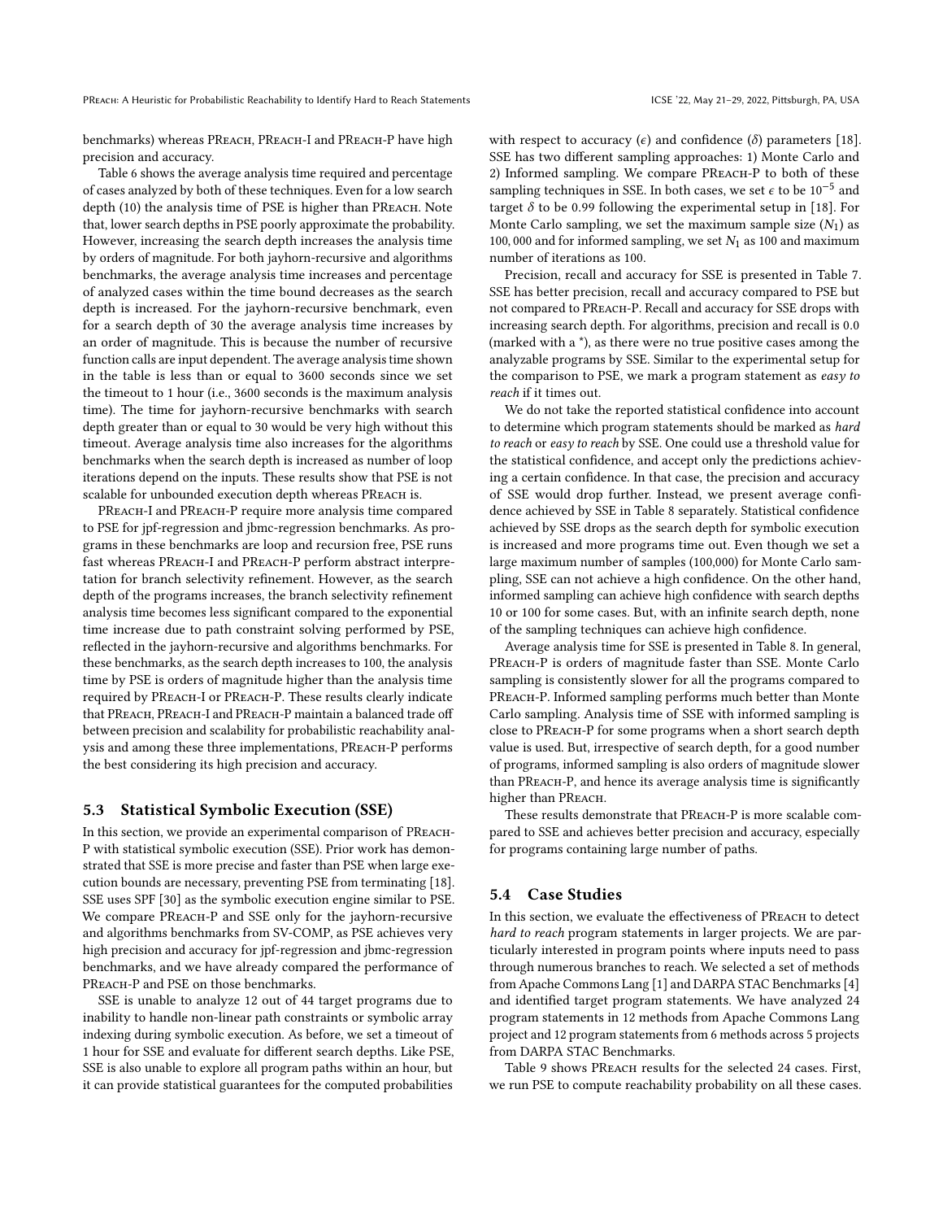benchmarks) whereas PReach, PReach-I and PReach-P have high precision and accuracy.

Table 6 shows the average analysis time required and percentage of cases analyzed by both of these techniques. Even for a low search depth (10) the analysis time of PSE is higher than PReach. Note that, lower search depths in PSE poorly approximate the probability. However, increasing the search depth increases the analysis time by orders of magnitude. For both jayhorn-recursive and algorithms benchmarks, the average analysis time increases and percentage of analyzed cases within the time bound decreases as the search depth is increased. For the jayhorn-recursive benchmark, even for a search depth of 30 the average analysis time increases by an order of magnitude. This is because the number of recursive function calls are input dependent. The average analysis time shown in the table is less than or equal to 3600 seconds since we set the timeout to 1 hour (i.e., 3600 seconds is the maximum analysis time). The time for jayhorn-recursive benchmarks with search depth greater than or equal to 30 would be very high without this timeout. Average analysis time also increases for the algorithms benchmarks when the search depth is increased as number of loop iterations depend on the inputs. These results show that PSE is not scalable for unbounded execution depth whereas PReach is.

PReach-I and PReach-P require more analysis time compared to PSE for jpf-regression and jbmc-regression benchmarks. As programs in these benchmarks are loop and recursion free, PSE runs fast whereas PReach-I and PReach-P perform abstract interpretation for branch selectivity refinement. However, as the search depth of the programs increases, the branch selectivity refinement analysis time becomes less significant compared to the exponential time increase due to path constraint solving performed by PSE, reflected in the jayhorn-recursive and algorithms benchmarks. For these benchmarks, as the search depth increases to 100, the analysis time by PSE is orders of magnitude higher than the analysis time required by PReach-I or PReach-P. These results clearly indicate that PReach, PReach-I and PReach-P maintain a balanced trade off between precision and scalability for probabilistic reachability analysis and among these three implementations, PReach-P performs the best considering its high precision and accuracy.

### 5.3 Statistical Symbolic Execution (SSE)

In this section, we provide an experimental comparison of PReach-P with statistical symbolic execution (SSE). Prior work has demonstrated that SSE is more precise and faster than PSE when large execution bounds are necessary, preventing PSE from terminating [18]. SSE uses SPF [30] as the symbolic execution engine similar to PSE. We compare PReach-P and SSE only for the jayhorn-recursive and algorithms benchmarks from SV-COMP, as PSE achieves very high precision and accuracy for jpf-regression and jbmc-regression benchmarks, and we have already compared the performance of PReach-P and PSE on those benchmarks.

SSE is unable to analyze 12 out of 44 target programs due to inability to handle non-linear path constraints or symbolic array indexing during symbolic execution. As before, we set a timeout of 1 hour for SSE and evaluate for different search depths. Like PSE, SSE is also unable to explore all program paths within an hour, but it can provide statistical guarantees for the computed probabilities with respect to accuracy ($\epsilon$) and confidence ($\delta$) parameters [18]. SSE has two different sampling approaches: 1) Monte Carlo and 2) Informed sampling. We compare PReach-P to both of these sampling techniques in SSE. In both cases, we set $\epsilon$ to be $10^{-5}$ and target $\delta$ to be 0.99 following the experimental setup in [18]. For Monte Carlo sampling, we set the maximum sample size ($N_1$) as 100,000 and for informed sampling, we set $N_1$ as 100 and maximum number of iterations as 100.

Precision, recall and accuracy for SSE is presented in Table 7. SSE has better precision, recall and accuracy compared to PSE but not compared to PReach-P. Recall and accuracy for SSE drops with increasing search depth. For algorithms, precision and recall is 0.0 (marked with a *), as there were no true positive cases among the analyzable programs by SSE. Similar to the experimental setup for the comparison to PSE, we mark a program statement as *easy to reach* if it times out.

We do not take the reported statistical confidence into account to determine which program statements should be marked as *hard to reach* or *easy to reach* by SSE. One could use a threshold value for the statistical confidence, and accept only the predictions achieving a certain confidence. In that case, the precision and accuracy of SSE would drop further. Instead, we present average confidence achieved by SSE in Table 8 separately. Statistical confidence achieved by SSE drops as the search depth for symbolic execution is increased and more programs time out. Even though we set a large maximum number of samples (100,000) for Monte Carlo sampling, SSE can not achieve a high confidence. On the other hand, informed sampling can achieve high confidence with search depths 10 or 100 for some cases. But, with an infinite search depth, none of the sampling techniques can achieve high confidence.

Average analysis time for SSE is presented in Table 8. In general, PReach-P is orders of magnitude faster than SSE. Monte Carlo sampling is consistently slower for all the programs compared to PReach-P. Informed sampling performs much better than Monte Carlo sampling. Analysis time of SSE with informed sampling is close to PReach-P for some programs when a short search depth value is used. But, irrespective of search depth, for a good number of programs, informed sampling is also orders of magnitude slower than PReach-P, and hence its average analysis time is significantly higher than PReach.

These results demonstrate that PReach-P is more scalable compared to SSE and achieves better precision and accuracy, especially for programs containing large number of paths.

### 5.4 Case Studies

In this section, we evaluate the effectiveness of PReach to detect *hard to reach* program statements in larger projects. We are particularly interested in program points where inputs need to pass through numerous branches to reach. We selected a set of methods from Apache Commons Lang [1] and DARPA STAC Benchmarks [4] and identified target program statements. We have analyzed 24 program statements in 12 methods from Apache Commons Lang project and 12 program statements from 6 methods across 5 projects from DARPA STAC Benchmarks.

Table 9 shows PReach results for the selected 24 cases. First, we run PSE to compute reachability probability on all these cases.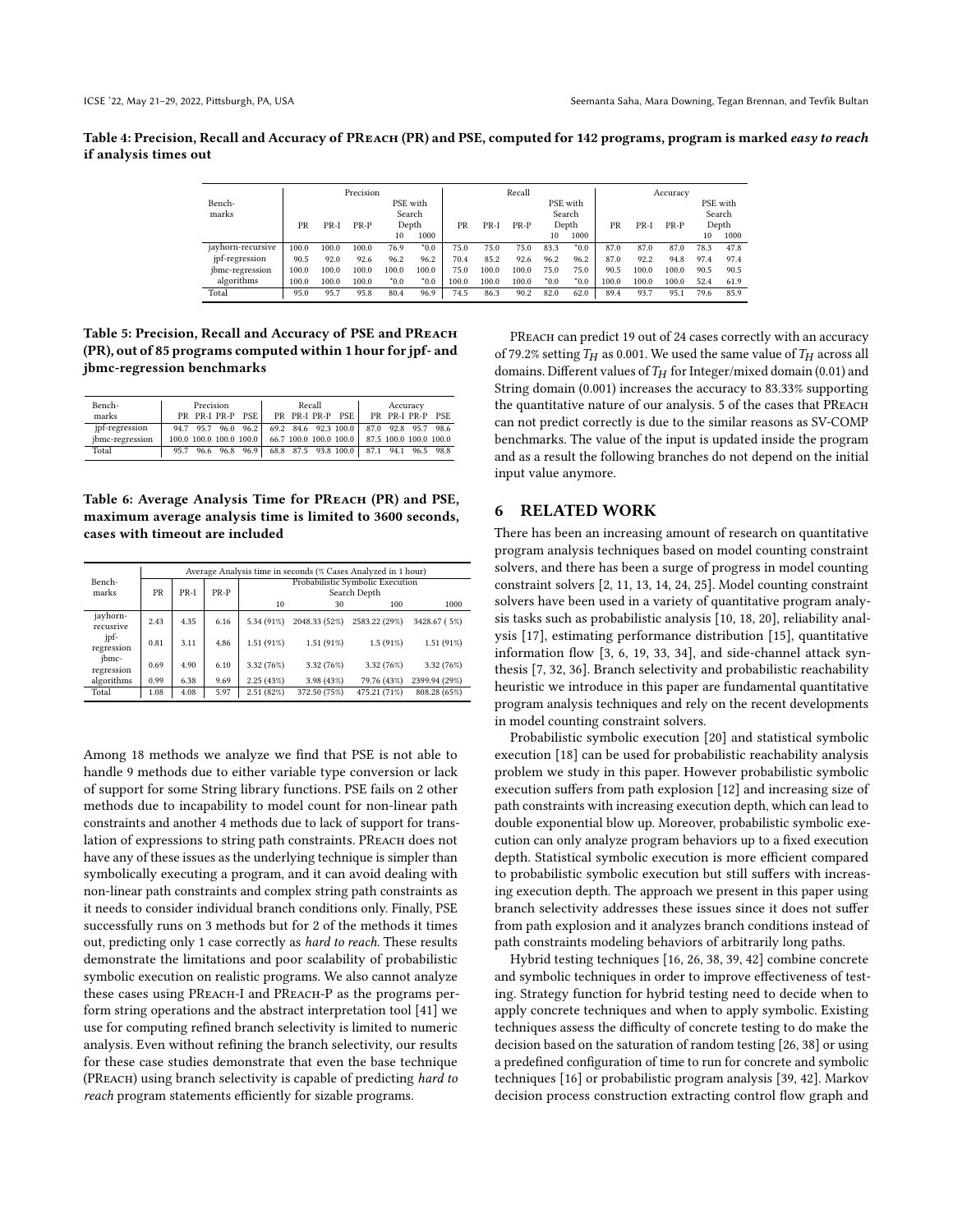**Table 4: Precision, Recall and Accuracy of PREACH (PR) and PSE, computed for 142 programs, program is marked *easy to reach* if analysis times out**

| Bench-marks | Precision | | | | | Recall | | | | | Accuracy | | | | |
|---|---|---|---|---|---|---|---|---|---|---|---|---|---|---|---|
| | PR | PR-I | PR-P | PSE with Search Depth | | PR | PR-I | PR-P | PSE with Search Depth | | PR | PR-I | PR-P | PSE with Search Depth | |
| | | | | 10 | 1000 | | | | 10 | 1000 | | | | 10 | 1000 |
| jayhorn-recursive | 100.0 | 100.0 | 100.0 | 76.9 | *0.0 | 75.0 | 75.0 | 75.0 | 83.3 | *0.0 | 87.0 | 87.0 | 87.0 | 78.3 | 47.8 |
| jpf-regression | 90.5 | 92.0 | 92.6 | 96.2 | 96.2 | 70.4 | 85.2 | 92.6 | 96.2 | 96.2 | 87.0 | 92.2 | 94.8 | 97.4 | 97.4 |
| jbmc-regression | 100.0 | 100.0 | 100.0 | 100.0 | 100.0 | 75.0 | 100.0 | 100.0 | 75.0 | 75.0 | 90.5 | 100.0 | 100.0 | 90.5 | 90.5 |
| algorithms | 100.0 | 100.0 | 100.0 | *0.0 | *0.0 | 100.0 | 100.0 | 100.0 | *0.0 | *0.0 | 100.0 | 100.0 | 100.0 | 52.4 | 61.9 |
| Total | 95.0 | 95.7 | 95.8 | 80.4 | 96.9 | 74.5 | 86.3 | 90.2 | 82.0 | 62.0 | 89.4 | 93.7 | 95.1 | 79.6 | 85.9 |

**Table 5: Precision, Recall and Accuracy of PSE and PREACH (PR), out of 85 programs computed within 1 hour for jpf- and jbmc-regression benchmarks**

| Bench-marks | Precision | | | | Recall | | | | Accuracy | | | |
|---|---|---|---|---|---|---|---|---|---|---|---|---|
| | PR | PR-I | PR-P | PSE | PR | PR-I | PR-P | PSE | PR | PR-I | PR-P | PSE |
| jpf-regression | 94.7 | 95.7 | 96.0 | 96.2 | 69.2 | 84.6 | 92.3 | 100.0 | 87.0 | 92.8 | 95.7 | 98.6 |
| jbmc-regression | 100.0 | 100.0 | 100.0 | 100.0 | 66.7 | 100.0 | 100.0 | 100.0 | 87.5 | 100.0 | 100.0 | 100.0 |
| Total | 95.7 | 96.6 | 96.8 | 96.9 | 68.8 | 87.5 | 93.8 | 100.0 | 87.1 | 94.1 | 96.5 | 98.8 |

**Table 6: Average Analysis Time for PREACH (PR) and PSE, maximum average analysis time is limited to 3600 seconds, cases with timeout are included**

| Bench-marks | Average Analysis time in seconds (% Cases Analyzed in 1 hour) | | | | | | |
|---|---|---|---|---|---|---|---|
| | PR | PR-I | PR-P | Probabilistic Symbolic Execution Search Depth | | | |
| | | | | 10 | 30 | 100 | 1000 |
| jayhorn-recusrive | 2.43 | 4.35 | 6.16 | 5.34 (91%) | 2048.33 (52%) | 2583.22 (29%) | 3428.67 ( 5%) |
| jpf-regression | 0.81 | 3.11 | 4.86 | 1.51 (91%) | 1.51 (91%) | 1.5 (91%) | 1.51 (91%) |
| jbmc-regression | 0.69 | 4.90 | 6.10 | 3.32 (76%) | 3.32 (76%) | 3.32 (76%) | 3.32 (76%) |
| algorithms | 0.99 | 6.38 | 9.69 | 2.25 (43%) | 3.98 (43%) | 79.76 (43%) | 2399.94 (29%) |
| Total | 1.08 | 4.08 | 5.97 | 2.51 (82%) | 372.50 (75%) | 475.21 (71%) | 808.28 (65%) |

Among 18 methods we analyze we find that PSE is not able to handle 9 methods due to either variable type conversion or lack of support for some String library functions. PSE fails on 2 other methods due to incapability to model count for non-linear path constraints and another 4 methods due to lack of support for translation of expressions to string path constraints. PREACH does not have any of these issues as the underlying technique is simpler than symbolically executing a program, and it can avoid dealing with non-linear path constraints and complex string path constraints as it needs to consider individual branch conditions only. Finally, PSE successfully runs on 3 methods but for 2 of the methods it times out, predicting only 1 case correctly as *hard to reach*. These results demonstrate the limitations and poor scalability of probabilistic symbolic execution on realistic programs. We also cannot analyze these cases using PREACH-I and PREACH-P as the programs perform string operations and the abstract interpretation tool [41] we use for computing refined branch selectivity is limited to numeric analysis. Even without refining the branch selectivity, our results for these case studies demonstrate that even the base technique (PREACH) using branch selectivity is capable of predicting *hard to reach* program statements efficiently for sizable programs.

PREACH can predict 19 out of 24 cases correctly with an accuracy of 79.2% setting $T_H$ as 0.001. We used the same value of $T_H$ across all domains. Different values of $T_H$ for Integer/mixed domain (0.01) and String domain (0.001) increases the accuracy to 83.33% supporting the quantitative nature of our analysis. 5 of the cases that PREACH can not predict correctly is due to the similar reasons as SV-COMP benchmarks. The value of the input is updated inside the program and as a result the following branches do not depend on the initial input value anymore.

## 6 RELATED WORK

There has been an increasing amount of research on quantitative program analysis techniques based on model counting constraint solvers, and there has been a surge of progress in model counting constraint solvers [2, 11, 13, 14, 24, 25]. Model counting constraint solvers have been used in a variety of quantitative program analysis tasks such as probabilistic analysis [10, 18, 20], reliability analysis [17], estimating performance distribution [15], quantitative information flow [3, 6, 19, 33, 34], and side-channel attack synthesis [7, 32, 36]. Branch selectivity and probabilistic reachability heuristic we introduce in this paper are fundamental quantitative program analysis techniques and rely on the recent developments in model counting constraint solvers.

Probabilistic symbolic execution [20] and statistical symbolic execution [18] can be used for probabilistic reachability analysis problem we study in this paper. However probabilistic symbolic execution suffers from path explosion [12] and increasing size of path constraints with increasing execution depth, which can lead to double exponential blow up. Moreover, probabilistic symbolic execution can only analyze program behaviors up to a fixed execution depth. Statistical symbolic execution is more efficient compared to probabilistic symbolic execution but still suffers with increasing execution depth. The approach we present in this paper using branch selectivity addresses these issues since it does not suffer from path explosion and it analyzes branch conditions instead of path constraints modeling behaviors of arbitrarily long paths.

Hybrid testing techniques [16, 26, 38, 39, 42] combine concrete and symbolic techniques in order to improve effectiveness of testing. Strategy function for hybrid testing need to decide when to apply concrete techniques and when to apply symbolic. Existing techniques assess the difficulty of concrete testing to do make the decision based on the saturation of random testing [26, 38] or using a predefined configuration of time to run for concrete and symbolic techniques [16] or probabilistic program analysis [39, 42]. Markov decision process construction extracting control flow graph and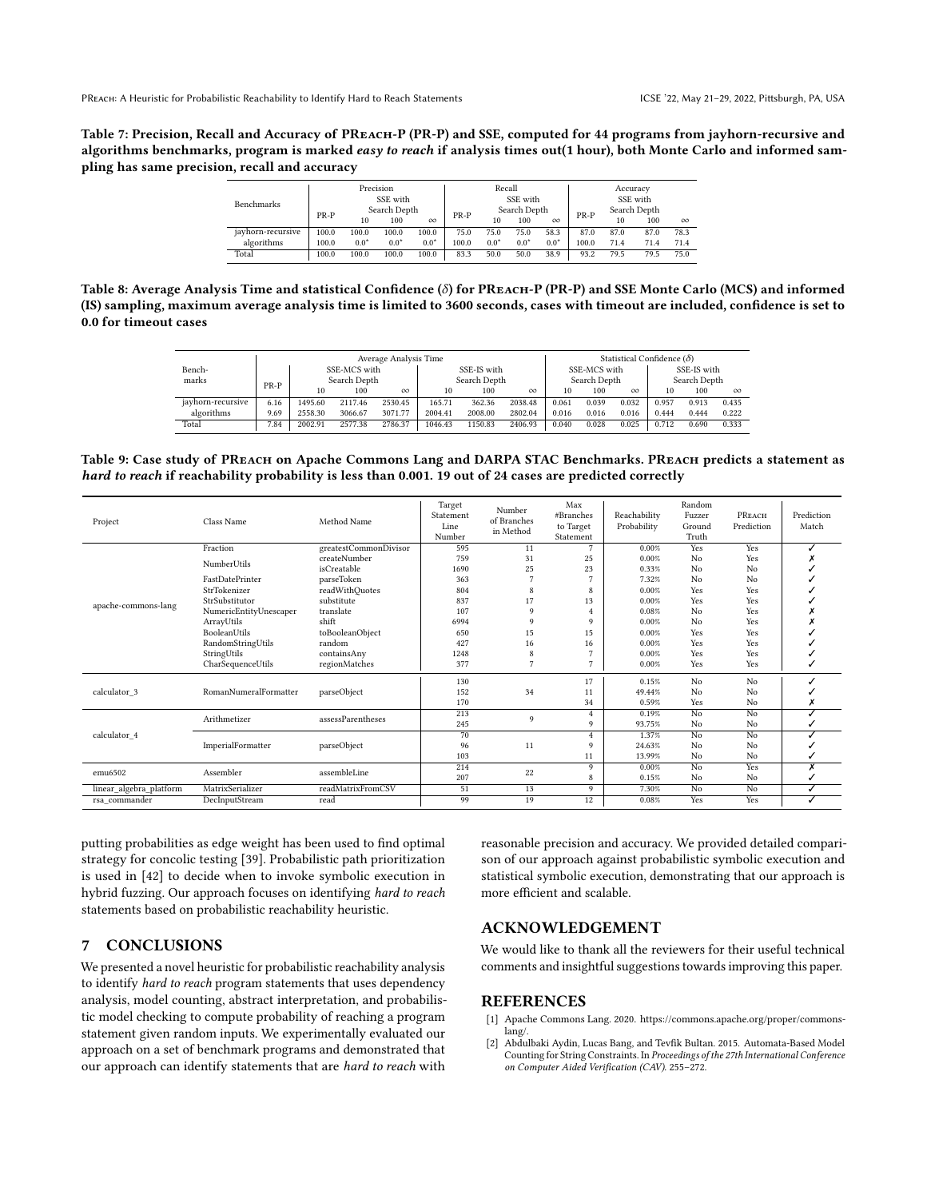**Table 7: Precision, Recall and Accuracy of PReach-P (PR-P) and SSE, computed for 44 programs from jayhorn-recursive and algorithms benchmarks, program is marked *easy to reach* if analysis times out(1 hour), both Monte Carlo and informed sampling has same precision, recall and accuracy**

| Benchmarks | Precision | | | | Recall | | | | Accuracy | | | |
|---|---|---|---|---|---|---|---|---|---|---|---|---|
| | PR-P | SSE with Search Depth | | | PR-P | SSE with Search Depth | | | PR-P | SSE with Search Depth | | |
| | | 10 | 100 | $\infty$ | | 10 | 100 | $\infty$ | | 10 | 100 | $\infty$ |
| jayhorn-recursive | 100.0 | 100.0 | 100.0 | 100.0 | 75.0 | 75.0 | 75.0 | 58.3 | 87.0 | 87.0 | 87.0 | 78.3 |
| algorithms | 100.0 | 0.0* | 0.0* | 0.0* | 100.0 | 0.0* | 0.0* | 0.0* | 100.0 | 71.4 | 71.4 | 71.4 |
| Total | 100.0 | 100.0 | 100.0 | 100.0 | 83.3 | 50.0 | 50.0 | 38.9 | 93.2 | 79.5 | 79.5 | 75.0 |

**Table 8: Average Analysis Time and statistical Confidence ($\delta$) for PReach-P (PR-P) and SSE Monte Carlo (MCS) and informed (IS) sampling, maximum average analysis time is limited to 3600 seconds, cases with timeout are included, confidence is set to 0.0 for timeout cases**

| Benchmarks | Average Analysis Time | | | | | | | Statistical Confidence ($\delta$) | | | | | |
|---|---|---|---|---|---|---|---|---|---|---|---|---|---|
| | PR-P | SSE-MCS with Search Depth | | | SSE-IS with Search Depth | | | SSE-MCS with Search Depth | | | SSE-IS with Search Depth | | |
| | | 10 | 100 | $\infty$ | 10 | 100 | $\infty$ | 10 | 100 | $\infty$ | 10 | 100 | $\infty$ |
| jayhorn-recursive | 6.16 | 1495.60 | 2117.46 | 2530.45 | 165.71 | 362.36 | 2038.48 | 0.061 | 0.039 | 0.032 | 0.957 | 0.913 | 0.435 |
| algorithms | 9.69 | 2558.30 | 3066.67 | 3071.77 | 2004.41 | 2008.00 | 2802.04 | 0.016 | 0.016 | 0.016 | 0.444 | 0.444 | 0.222 |
| Total | 7.84 | 2002.91 | 2577.38 | 2786.37 | 1046.43 | 1150.83 | 2406.93 | 0.040 | 0.028 | 0.025 | 0.712 | 0.690 | 0.333 |

**Table 9: Case study of PReach on Apache Commons Lang and DARPA STAC Benchmarks. PReach predicts a statement as *hard to reach* if reachability probability is less than 0.001. 19 out of 24 cases are predicted correctly**

| Project | Class Name | Method Name | Target Statement Line Number | Number of Branches in Method | Max #Branches to Target Statement | Reachability Probability | Random Fuzzer Ground Truth | PReach Prediction | Prediction Match |
|---|---|---|---|---|---|---|---|---|---|
| apache-commons-lang | Fraction | greatestCommonDivisor | 595 | 11 | 7 | 0.00% | Yes | Yes | ✓ |
| | NumberUtils | createNumber | 759 | 31 | 25 | 0.00% | No | Yes | ✗ |
| | | isCreatable | 1690 | 25 | 23 | 0.33% | No | No | ✓ |
| | FastDatePrinter | parseToken | 363 | 7 | 7 | 7.32% | No | No | ✓ |
| | StrTokenizer | readWithQuotes | 804 | 8 | 8 | 0.00% | Yes | Yes | ✓ |
| | StrSubstitutor | substitute | 837 | 17 | 13 | 0.00% | Yes | Yes | ✓ |
| | NumericEntityUnescaper | translate | 107 | 9 | 4 | 0.08% | No | Yes | ✗ |
| | ArrayUtils | shift | 6994 | 9 | 9 | 0.00% | No | Yes | ✗ |
| | BooleanUtils | toBooleanObject | 650 | 15 | 15 | 0.00% | Yes | Yes | ✓ |
| | RandomStringUtils | random | 427 | 16 | 16 | 0.00% | Yes | Yes | ✓ |
| | StringUtils | containsAny | 1248 | 8 | 7 | 0.00% | Yes | Yes | ✓ |
| | CharSequenceUtils | regionMatches | 377 | 7 | 7 | 0.00% | Yes | Yes | ✓ |
| calculator_3 | RomanNumeralFormatter | parseObject | 130 | 34 | 17 | 0.15% | No | No | ✓ |
| | | | 152 | | 11 | 49.44% | No | No | ✓ |
| | | | 170 | | 34 | 0.59% | Yes | No | ✗ |
| calculator_4 | Arithmetizer | assessParentheses | 213 | 9 | 4 | 0.19% | No | No | ✓ |
| | | | 245 | | 9 | 93.75% | No | No | ✓ |
| | ImperialFormatter | parseObject | 70 | 11 | 4 | 1.37% | No | No | ✓ |
| | | | 96 | | 9 | 24.63% | No | No | ✓ |
| | | | 103 | | 11 | 13.99% | No | No | ✓ |
| emu6502 | Assembler | assembleLine | 214 | 22 | 9 | 0.00% | No | Yes | ✗ |
| | | | 207 | | 8 | 0.15% | No | No | ✓ |
| linear_algebra_platform | MatrixSerializer | readMatrixFromCSV | 51 | 13 | 9 | 7.30% | No | No | ✓ |
| rsa_commander | DecInputStream | read | 99 | 19 | 12 | 0.08% | Yes | Yes | ✓ |

putting probabilities as edge weight has been used to find optimal strategy for concolic testing [39]. Probabilistic path prioritization is used in [42] to decide when to invoke symbolic execution in hybrid fuzzing. Our approach focuses on identifying *hard to reach* statements based on probabilistic reachability heuristic.

## 7 CONCLUSIONS

We presented a novel heuristic for probabilistic reachability analysis to identify *hard to reach* program statements that uses dependency analysis, model counting, abstract interpretation, and probabilistic model checking to compute probability of reaching a program statement given random inputs. We experimentally evaluated our approach on a set of benchmark programs and demonstrated that our approach can identify statements that are *hard to reach* with reasonable precision and accuracy. We provided detailed comparison of our approach against probabilistic symbolic execution and statistical symbolic execution, demonstrating that our approach is more efficient and scalable.

## ACKNOWLEDGEMENT

We would like to thank all the reviewers for their useful technical comments and insightful suggestions towards improving this paper.

## REFERENCES

[1] Apache Commons Lang. 2020. https://commons.apache.org/proper/commons-lang/.

[2] Abdulbaki Aydin, Lucas Bang, and Tevfik Bultan. 2015. Automata-Based Model Counting for String Constraints. In *Proceedings of the 27th International Conference on Computer Aided Verification (CAV)*. 255–272.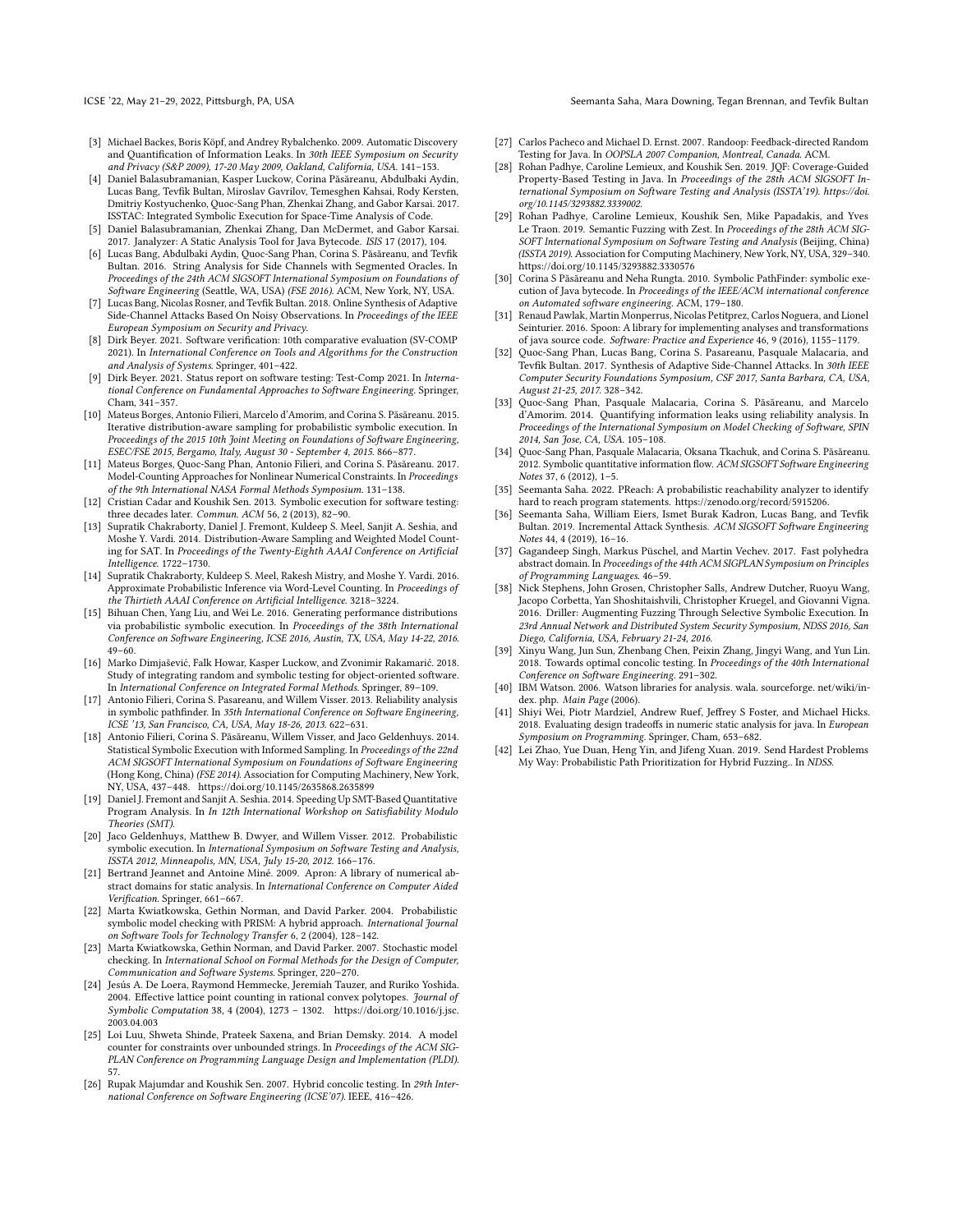- [3] Michael Backes, Boris Köpf, and Andrey Rybalchenko. 2009. Automatic Discovery and Quantification of Information Leaks. In *30th IEEE Symposium on Security and Privacy (S&P 2009), 17-20 May 2009, Oakland, California, USA*. 141–153.
- [4] Daniel Balasubramanian, Kasper Luckow, Corina Păsăreanu, Abdulbaki Aydin, Lucas Bang, Tevfik Bultan, Miroslav Gavrilov, Temesghen Kahsai, Rody Kersten, Dmitriy Kostyuchenko, Quoc-Sang Phan, Zhenkai Zhang, and Gabor Karsai. 2017. ISSTAC: Integrated Symbolic Execution for Space-Time Analysis of Code.
- [5] Daniel Balasubramanian, Zhenkai Zhang, Dan McDermet, and Gabor Karsai. 2017. Janalyzer: A Static Analysis Tool for Java Bytecode. *ISIS* 17 (2017), 104.
- [6] Lucas Bang, Abdulbaki Aydin, Quoc-Sang Phan, Corina S. Păsăreanu, and Tevfik Bultan. 2016. String Analysis for Side Channels with Segmented Oracles. In *Proceedings of the 24th ACM SIGSOFT International Symposium on Foundations of Software Engineering* (Seattle, WA, USA) *(FSE 2016)*. ACM, New York, NY, USA.
- [7] Lucas Bang, Nicolas Rosner, and Tevfik Bultan. 2018. Online Synthesis of Adaptive Side-Channel Attacks Based On Noisy Observations. In *Proceedings of the IEEE European Symposium on Security and Privacy*.
- [8] Dirk Beyer. 2021. Software verification: 10th comparative evaluation (SV-COMP 2021). In *International Conference on Tools and Algorithms for the Construction and Analysis of Systems*. Springer, 401–422.
- [9] Dirk Beyer. 2021. Status report on software testing: Test-Comp 2021. In *International Conference on Fundamental Approaches to Software Engineering*. Springer, Cham, 341–357.
- [10] Mateus Borges, Antonio Filieri, Marcelo d'Amorim, and Corina S. Păsăreanu. 2015. Iterative distribution-aware sampling for probabilistic symbolic execution. In *Proceedings of the 2015 10th Joint Meeting on Foundations of Software Engineering, ESEC/FSE 2015, Bergamo, Italy, August 30 - September 4, 2015*. 866–877.
- [11] Mateus Borges, Quoc-Sang Phan, Antonio Filieri, and Corina S. Păsăreanu. 2017. Model-Counting Approaches for Nonlinear Numerical Constraints. In *Proceedings of the 9th International NASA Formal Methods Symposium*. 131–138.
- [12] Cristian Cadar and Koushik Sen. 2013. Symbolic execution for software testing: three decades later. *Commun. ACM* 56, 2 (2013), 82–90.
- [13] Supratik Chakraborty, Daniel J. Fremont, Kuldeep S. Meel, Sanjit A. Seshia, and Moshe Y. Vardi. 2014. Distribution-Aware Sampling and Weighted Model Counting for SAT. In *Proceedings of the Twenty-Eighth AAAI Conference on Artificial Intelligence*. 1722–1730.
- [14] Supratik Chakraborty, Kuldeep S. Meel, Rakesh Mistry, and Moshe Y. Vardi. 2016. Approximate Probabilistic Inference via Word-Level Counting. In *Proceedings of the Thirtieth AAAI Conference on Artificial Intelligence*. 3218–3224.
- [15] Bihuan Chen, Yang Liu, and Wei Le. 2016. Generating performance distributions via probabilistic symbolic execution. In *Proceedings of the 38th International Conference on Software Engineering, ICSE 2016, Austin, TX, USA, May 14-22, 2016*. 49–60.
- [16] Marko Dimjašević, Falk Howar, Kasper Luckow, and Zvonimir Rakamarić. 2018. Study of integrating random and symbolic testing for object-oriented software. In *International Conference on Integrated Formal Methods*. Springer, 89–109.
- [17] Antonio Filieri, Corina S. Pasareanu, and Willem Visser. 2013. Reliability analysis in symbolic pathfinder. In *35th International Conference on Software Engineering, ICSE '13, San Francisco, CA, USA, May 18-26, 2013*. 622–631.
- [18] Antonio Filieri, Corina S. Păsăreanu, Willem Visser, and Jaco Geldenhuys. 2014. Statistical Symbolic Execution with Informed Sampling. In *Proceedings of the 22nd ACM SIGSOFT International Symposium on Foundations of Software Engineering* (Hong Kong, China) *(FSE 2014)*. Association for Computing Machinery, New York, NY, USA, 437–448. https://doi.org/10.1145/2635868.2635899
- [19] Daniel J. Fremont and Sanjit A. Seshia. 2014. Speeding Up SMT-Based Quantitative Program Analysis. In *In 12th International Workshop on Satisfiability Modulo Theories (SMT)*.
- [20] Jaco Geldenhuys, Matthew B. Dwyer, and Willem Visser. 2012. Probabilistic symbolic execution. In *International Symposium on Software Testing and Analysis, ISSTA 2012, Minneapolis, MN, USA, July 15-20, 2012*. 166–176.
- [21] Bertrand Jeannet and Antoine Miné. 2009. Apron: A library of numerical abstract domains for static analysis. In *International Conference on Computer Aided Verification*. Springer, 661–667.
- [22] Marta Kwiatkowska, Gethin Norman, and David Parker. 2004. Probabilistic symbolic model checking with PRISM: A hybrid approach. *International Journal on Software Tools for Technology Transfer* 6, 2 (2004), 128–142.
- [23] Marta Kwiatkowska, Gethin Norman, and David Parker. 2007. Stochastic model checking. In *International School on Formal Methods for the Design of Computer, Communication and Software Systems*. Springer, 220–270.
- [24] Jesús A. De Loera, Raymond Hemmecke, Jeremiah Tauzer, and Ruriko Yoshida. 2004. Effective lattice point counting in rational convex polytopes. *Journal of Symbolic Computation* 38, 4 (2004), 1273 – 1302. https://doi.org/10.1016/j.jsc.2003.04.003
- [25] Loi Luu, Shweta Shinde, Prateek Saxena, and Brian Demsky. 2014. A model counter for constraints over unbounded strings. In *Proceedings of the ACM SIGPLAN Conference on Programming Language Design and Implementation (PLDI)*. 57.
- [26] Rupak Majumdar and Koushik Sen. 2007. Hybrid concolic testing. In *29th International Conference on Software Engineering (ICSE'07)*. IEEE, 416–426.
- [27] Carlos Pacheco and Michael D. Ernst. 2007. Randoop: Feedback-directed Random Testing for Java. In *OOPSLA 2007 Companion, Montreal, Canada*. ACM.
- [28] Rohan Padhye, Caroline Lemieux, and Koushik Sen. 2019. JQF: Coverage-Guided Property-Based Testing in Java. In *Proceedings of the 28th ACM SIGSOFT International Symposium on Software Testing and Analysis (ISSTA'19). https://doi.org/10.1145/3293882.3339002*.
- [29] Rohan Padhye, Caroline Lemieux, Koushik Sen, Mike Papadakis, and Yves Le Traon. 2019. Semantic Fuzzing with Zest. In *Proceedings of the 28th ACM SIGSOFT International Symposium on Software Testing and Analysis* (Beijing, China) *(ISSTA 2019)*. Association for Computing Machinery, New York, NY, USA, 329–340. https://doi.org/10.1145/3293882.3330576
- [30] Corina S Păsăreanu and Neha Rungta. 2010. Symbolic PathFinder: symbolic execution of Java bytecode. In *Proceedings of the IEEE/ACM international conference on Automated software engineering*. ACM, 179–180.
- [31] Renaud Pawlak, Martin Monperrus, Nicolas Petitprez, Carlos Noguera, and Lionel Seinturier. 2016. Spoon: A library for implementing analyses and transformations of java source code. *Software: Practice and Experience* 46, 9 (2016), 1155–1179.
- [32] Quoc-Sang Phan, Lucas Bang, Corina S. Pasareanu, Pasquale Malacaria, and Tevfik Bultan. 2017. Synthesis of Adaptive Side-Channel Attacks. In *30th IEEE Computer Security Foundations Symposium, CSF 2017, Santa Barbara, CA, USA, August 21-25, 2017*. 328–342.
- [33] Quoc-Sang Phan, Pasquale Malacaria, Corina S. Păsăreanu, and Marcelo d'Amorim. 2014. Quantifying information leaks using reliability analysis. In *Proceedings of the International Symposium on Model Checking of Software, SPIN 2014, San Jose, CA, USA*. 105–108.
- [34] Quoc-Sang Phan, Pasquale Malacaria, Oksana Tkachuk, and Corina S. Păsăreanu. 2012. Symbolic quantitative information flow. *ACM SIGSOFT Software Engineering Notes* 37, 6 (2012), 1–5.
- [35] Seemanta Saha. 2022. PReach: A probabilistic reachability analyzer to identify hard to reach program statements. https://zenodo.org/record/5915206.
- [36] Seemanta Saha, William Eiers, Ismet Burak Kadron, Lucas Bang, and Tevfik Bultan. 2019. Incremental Attack Synthesis. *ACM SIGSOFT Software Engineering Notes* 44, 4 (2019), 16–16.
- [37] Gagandeep Singh, Markus Püschel, and Martin Vechev. 2017. Fast polyhedra abstract domain. In *Proceedings of the 44th ACM SIGPLAN Symposium on Principles of Programming Languages*. 46–59.
- [38] Nick Stephens, John Grosen, Christopher Salls, Andrew Dutcher, Ruoyu Wang, Jacopo Corbetta, Yan Shoshitaishvili, Christopher Kruegel, and Giovanni Vigna. 2016. Driller: Augmenting Fuzzing Through Selective Symbolic Execution. In *23rd Annual Network and Distributed System Security Symposium, NDSS 2016, San Diego, California, USA, February 21-24, 2016*.
- [39] Xinyu Wang, Jun Sun, Zhenbang Chen, Peixin Zhang, Jingyi Wang, and Yun Lin. 2018. Towards optimal concolic testing. In *Proceedings of the 40th International Conference on Software Engineering*. 291–302.
- [40] IBM Watson. 2006. Watson libraries for analysis. wala. sourceforge. net/wiki/index. php. *Main Page* (2006).
- [41] Shiyi Wei, Piotr Mardziel, Andrew Ruef, Jeffrey S Foster, and Michael Hicks. 2018. Evaluating design tradeoffs in numeric static analysis for java. In *European Symposium on Programming*. Springer, Cham, 653–682.
- [42] Lei Zhao, Yue Duan, Heng Yin, and Jifeng Xuan. 2019. Send Hardest Problems My Way: Probabilistic Path Prioritization for Hybrid Fuzzing.. In *NDSS*.